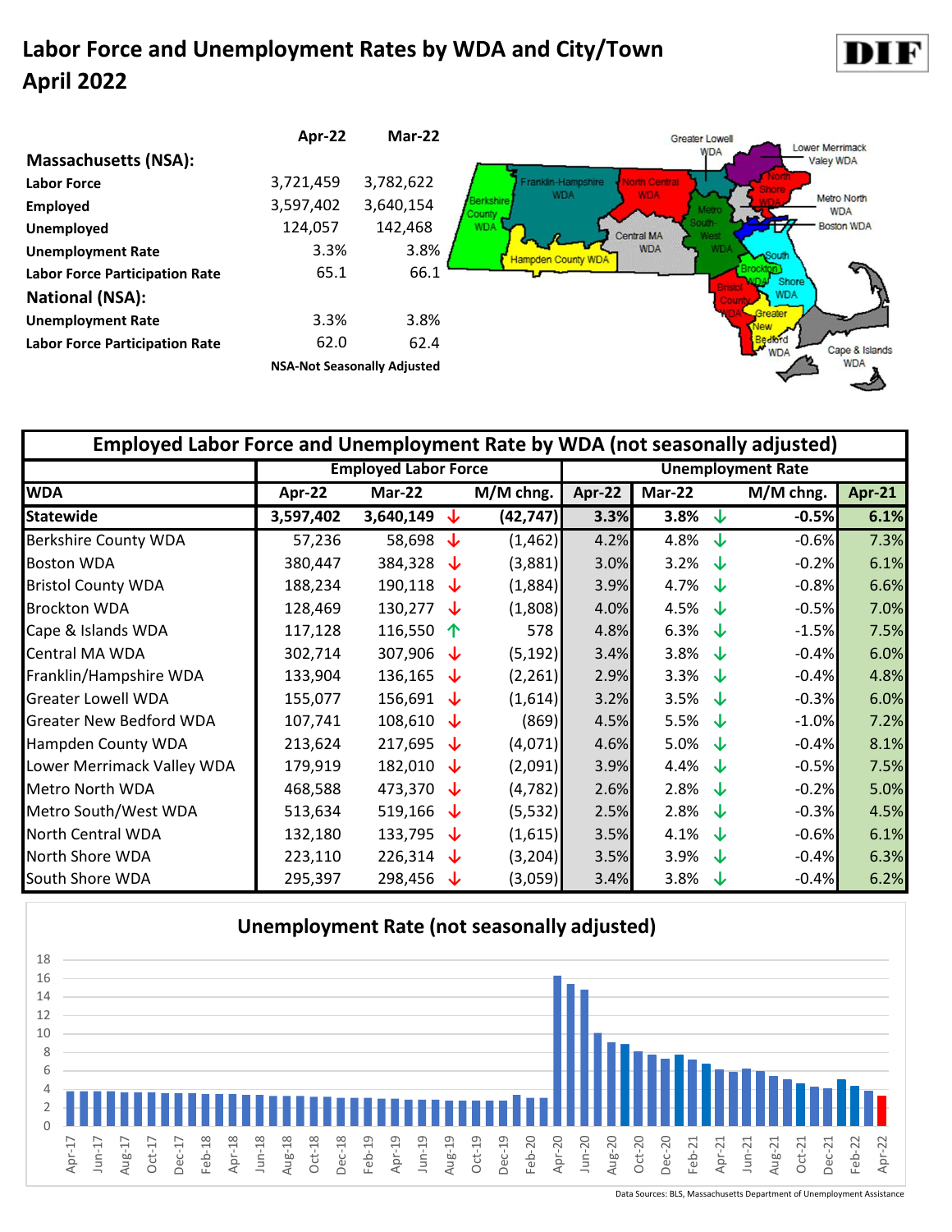# Labor Force and Unemployment Rates by WDA and City/Town
## April 2022

DIF

| Massachusetts (NSA): | Apr-22 | Mar-22 |
|---|---|---|
| Labor Force | 3,721,459 | 3,782,622 |
| Employed | 3,597,402 | 3,640,154 |
| Unemployed | 124,057 | 142,468 |
| Unemployment Rate | 3.3% | 3.8% |
| Labor Force Participation Rate | 65.1 | 66.1 |
| **National (NSA):** | | |
| Unemployment Rate | 3.3% | 3.8% |
| Labor Force Participation Rate | 62.0 | 62.4 |

NSA-Not Seasonally Adjusted

Greater Lowell WDA, Lower Merrimack Valley WDA, Franklin-Hampshire WDA, North Central WDA, North Shore WDA, Metro North WDA, Boston WDA, Berkshire County WDA, Metro South-West WDA, Central MA WDA, Hampden County WDA, Brockton WDA, South Shore WDA, Bristol County WDA, Greater New Bedford WDA, Cape & Islands WDA

**Employed Labor Force and Unemployment Rate by WDA (not seasonally adjusted)**

| WDA | Employed Labor Force | | | Unemployment Rate | | | |
|---|---|---|---|---|---|---|---|
| | Apr-22 | Mar-22 | M/M chng. | Apr-22 | Mar-22 | M/M chng. | Apr-21 |
| **Statewide** | **3,597,402** | **3,640,149** ↓ | **(42,747)** | **3.3%** | **3.8%** ↓ | **-0.5%** | **6.1%** |
| Berkshire County WDA | 57,236 | 58,698 ↓ | (1,462) | 4.2% | 4.8% ↓ | -0.6% | 7.3% |
| Boston WDA | 380,447 | 384,328 ↓ | (3,881) | 3.0% | 3.2% ↓ | -0.2% | 6.1% |
| Bristol County WDA | 188,234 | 190,118 ↓ | (1,884) | 3.9% | 4.7% ↓ | -0.8% | 6.6% |
| Brockton WDA | 128,469 | 130,277 ↓ | (1,808) | 4.0% | 4.5% ↓ | -0.5% | 7.0% |
| Cape & Islands WDA | 117,128 | 116,550 ↑ | 578 | 4.8% | 6.3% ↓ | -1.5% | 7.5% |
| Central MA WDA | 302,714 | 307,906 ↓ | (5,192) | 3.4% | 3.8% ↓ | -0.4% | 6.0% |
| Franklin/Hampshire WDA | 133,904 | 136,165 ↓ | (2,261) | 2.9% | 3.3% ↓ | -0.4% | 4.8% |
| Greater Lowell WDA | 155,077 | 156,691 ↓ | (1,614) | 3.2% | 3.5% ↓ | -0.3% | 6.0% |
| Greater New Bedford WDA | 107,741 | 108,610 ↓ | (869) | 4.5% | 5.5% ↓ | -1.0% | 7.2% |
| Hampden County WDA | 213,624 | 217,695 ↓ | (4,071) | 4.6% | 5.0% ↓ | -0.4% | 8.1% |
| Lower Merrimack Valley WDA | 179,919 | 182,010 ↓ | (2,091) | 3.9% | 4.4% ↓ | -0.5% | 7.5% |
| Metro North WDA | 468,588 | 473,370 ↓ | (4,782) | 2.6% | 2.8% ↓ | -0.2% | 5.0% |
| Metro South/West WDA | 513,634 | 519,166 ↓ | (5,532) | 2.5% | 2.8% ↓ | -0.3% | 4.5% |
| North Central WDA | 132,180 | 133,795 ↓ | (1,615) | 3.5% | 4.1% ↓ | -0.6% | 6.1% |
| North Shore WDA | 223,110 | 226,314 ↓ | (3,204) | 3.5% | 3.9% ↓ | -0.4% | 6.3% |
| South Shore WDA | 295,397 | 298,456 ↓ | (3,059) | 3.4% | 3.8% ↓ | -0.4% | 6.2% |

**Unemployment Rate (not seasonally adjusted)**

Data Sources: BLS, Massachusetts Department of Unemployment Assistance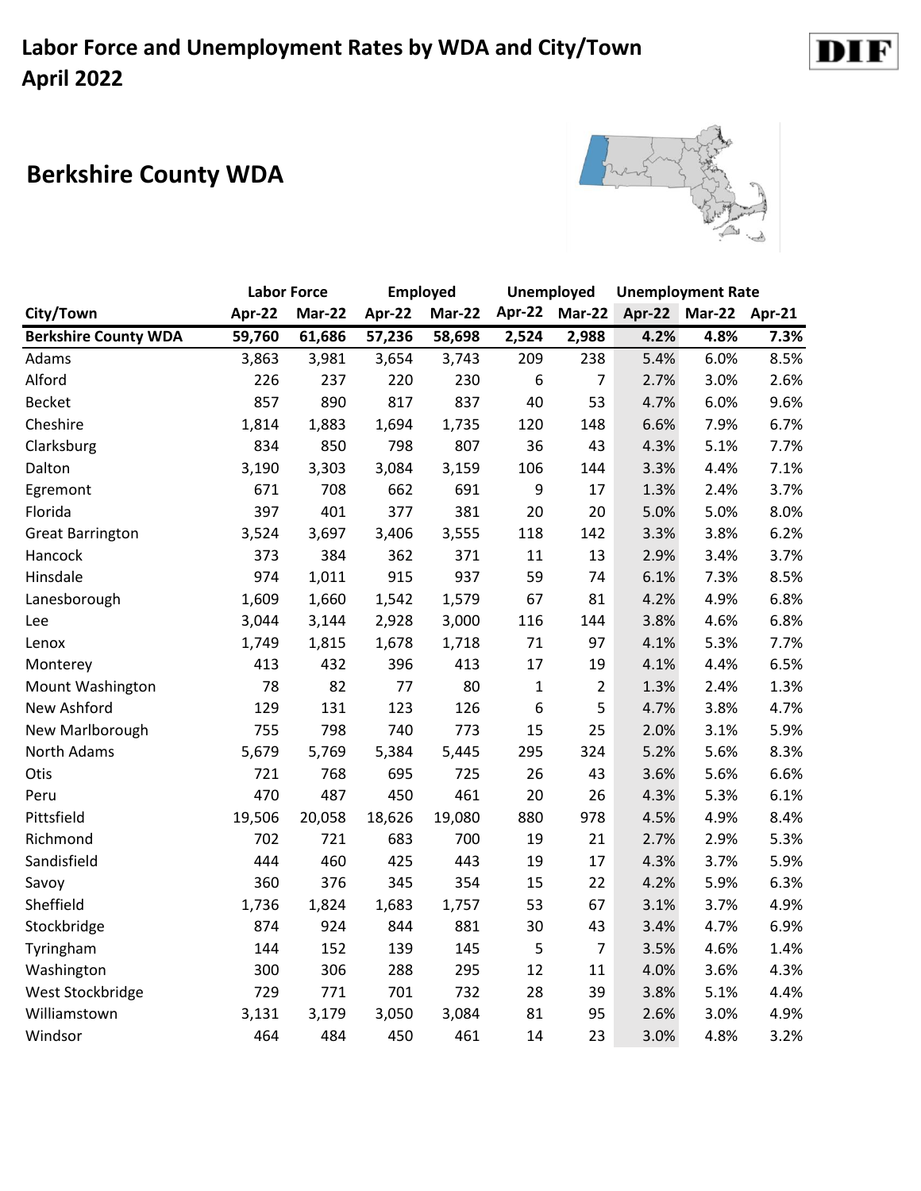# Labor Force and Unemployment Rates by WDA and City/Town
# April 2022

## Berkshire County WDA

| City/Town | Labor Force | | Employed | | Unemployed | | Unemployment Rate | | |
|---|---|---|---|---|---|---|---|---|---|
| | Apr-22 | Mar-22 | Apr-22 | Mar-22 | Apr-22 | Mar-22 | Apr-22 | Mar-22 | Apr-21 |
| **Berkshire County WDA** | **59,760** | **61,686** | **57,236** | **58,698** | **2,524** | **2,988** | **4.2%** | **4.8%** | **7.3%** |
| Adams | 3,863 | 3,981 | 3,654 | 3,743 | 209 | 238 | 5.4% | 6.0% | 8.5% |
| Alford | 226 | 237 | 220 | 230 | 6 | 7 | 2.7% | 3.0% | 2.6% |
| Becket | 857 | 890 | 817 | 837 | 40 | 53 | 4.7% | 6.0% | 9.6% |
| Cheshire | 1,814 | 1,883 | 1,694 | 1,735 | 120 | 148 | 6.6% | 7.9% | 6.7% |
| Clarksburg | 834 | 850 | 798 | 807 | 36 | 43 | 4.3% | 5.1% | 7.7% |
| Dalton | 3,190 | 3,303 | 3,084 | 3,159 | 106 | 144 | 3.3% | 4.4% | 7.1% |
| Egremont | 671 | 708 | 662 | 691 | 9 | 17 | 1.3% | 2.4% | 3.7% |
| Florida | 397 | 401 | 377 | 381 | 20 | 20 | 5.0% | 5.0% | 8.0% |
| Great Barrington | 3,524 | 3,697 | 3,406 | 3,555 | 118 | 142 | 3.3% | 3.8% | 6.2% |
| Hancock | 373 | 384 | 362 | 371 | 11 | 13 | 2.9% | 3.4% | 3.7% |
| Hinsdale | 974 | 1,011 | 915 | 937 | 59 | 74 | 6.1% | 7.3% | 8.5% |
| Lanesborough | 1,609 | 1,660 | 1,542 | 1,579 | 67 | 81 | 4.2% | 4.9% | 6.8% |
| Lee | 3,044 | 3,144 | 2,928 | 3,000 | 116 | 144 | 3.8% | 4.6% | 6.8% |
| Lenox | 1,749 | 1,815 | 1,678 | 1,718 | 71 | 97 | 4.1% | 5.3% | 7.7% |
| Monterey | 413 | 432 | 396 | 413 | 17 | 19 | 4.1% | 4.4% | 6.5% |
| Mount Washington | 78 | 82 | 77 | 80 | 1 | 2 | 1.3% | 2.4% | 1.3% |
| New Ashford | 129 | 131 | 123 | 126 | 6 | 5 | 4.7% | 3.8% | 4.7% |
| New Marlborough | 755 | 798 | 740 | 773 | 15 | 25 | 2.0% | 3.1% | 5.9% |
| North Adams | 5,679 | 5,769 | 5,384 | 5,445 | 295 | 324 | 5.2% | 5.6% | 8.3% |
| Otis | 721 | 768 | 695 | 725 | 26 | 43 | 3.6% | 5.6% | 6.6% |
| Peru | 470 | 487 | 450 | 461 | 20 | 26 | 4.3% | 5.3% | 6.1% |
| Pittsfield | 19,506 | 20,058 | 18,626 | 19,080 | 880 | 978 | 4.5% | 4.9% | 8.4% |
| Richmond | 702 | 721 | 683 | 700 | 19 | 21 | 2.7% | 2.9% | 5.3% |
| Sandisfield | 444 | 460 | 425 | 443 | 19 | 17 | 4.3% | 3.7% | 5.9% |
| Savoy | 360 | 376 | 345 | 354 | 15 | 22 | 4.2% | 5.9% | 6.3% |
| Sheffield | 1,736 | 1,824 | 1,683 | 1,757 | 53 | 67 | 3.1% | 3.7% | 4.9% |
| Stockbridge | 874 | 924 | 844 | 881 | 30 | 43 | 3.4% | 4.7% | 6.9% |
| Tyringham | 144 | 152 | 139 | 145 | 5 | 7 | 3.5% | 4.6% | 1.4% |
| Washington | 300 | 306 | 288 | 295 | 12 | 11 | 4.0% | 3.6% | 4.3% |
| West Stockbridge | 729 | 771 | 701 | 732 | 28 | 39 | 3.8% | 5.1% | 4.4% |
| Williamstown | 3,131 | 3,179 | 3,050 | 3,084 | 81 | 95 | 2.6% | 3.0% | 4.9% |
| Windsor | 464 | 484 | 450 | 461 | 14 | 23 | 3.0% | 4.8% | 3.2% |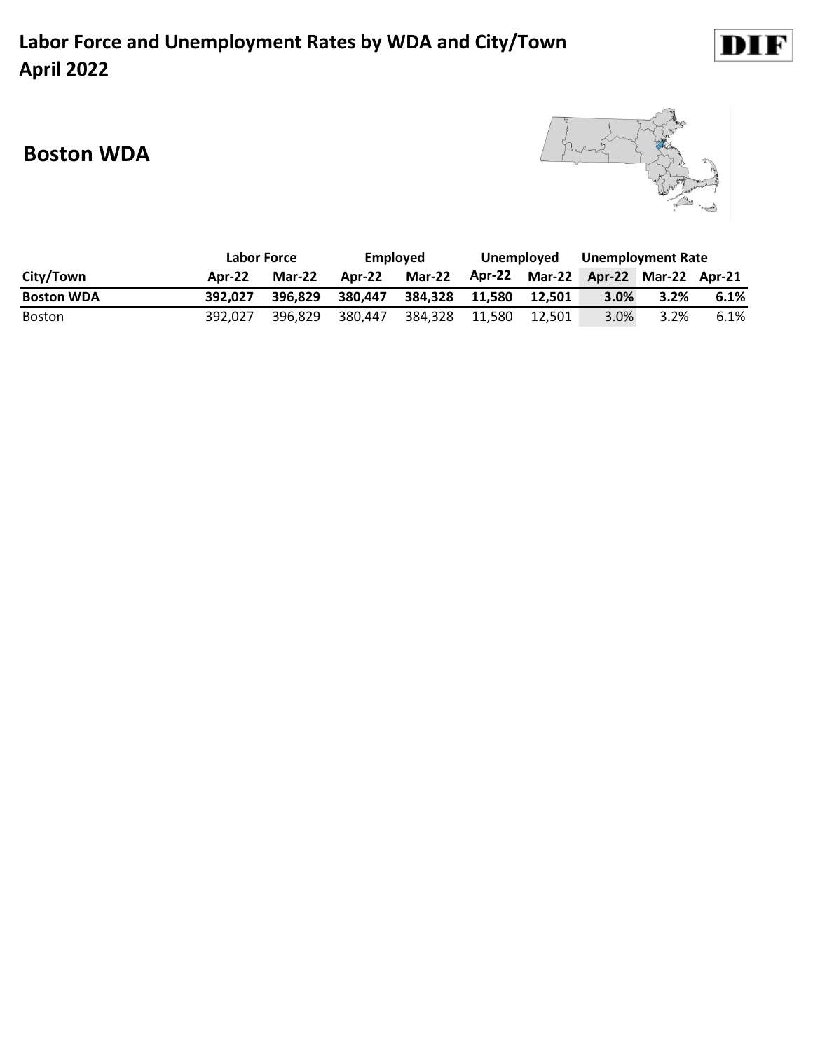# Labor Force and Unemployment Rates by WDA and City/Town
# April 2022

## Boston WDA

| | Labor Force | | Employed | | Unemployed | | Unemployment Rate | | |
|---|---|---|---|---|---|---|---|---|---|
| **City/Town** | **Apr-22** | **Mar-22** | **Apr-22** | **Mar-22** | **Apr-22** | **Mar-22** | **Apr-22** | **Mar-22** | **Apr-21** |
| **Boston WDA** | **392,027** | **396,829** | **380,447** | **384,328** | **11,580** | **12,501** | **3.0%** | **3.2%** | **6.1%** |
| Boston | 392,027 | 396,829 | 380,447 | 384,328 | 11,580 | 12,501 | 3.0% | 3.2% | 6.1% |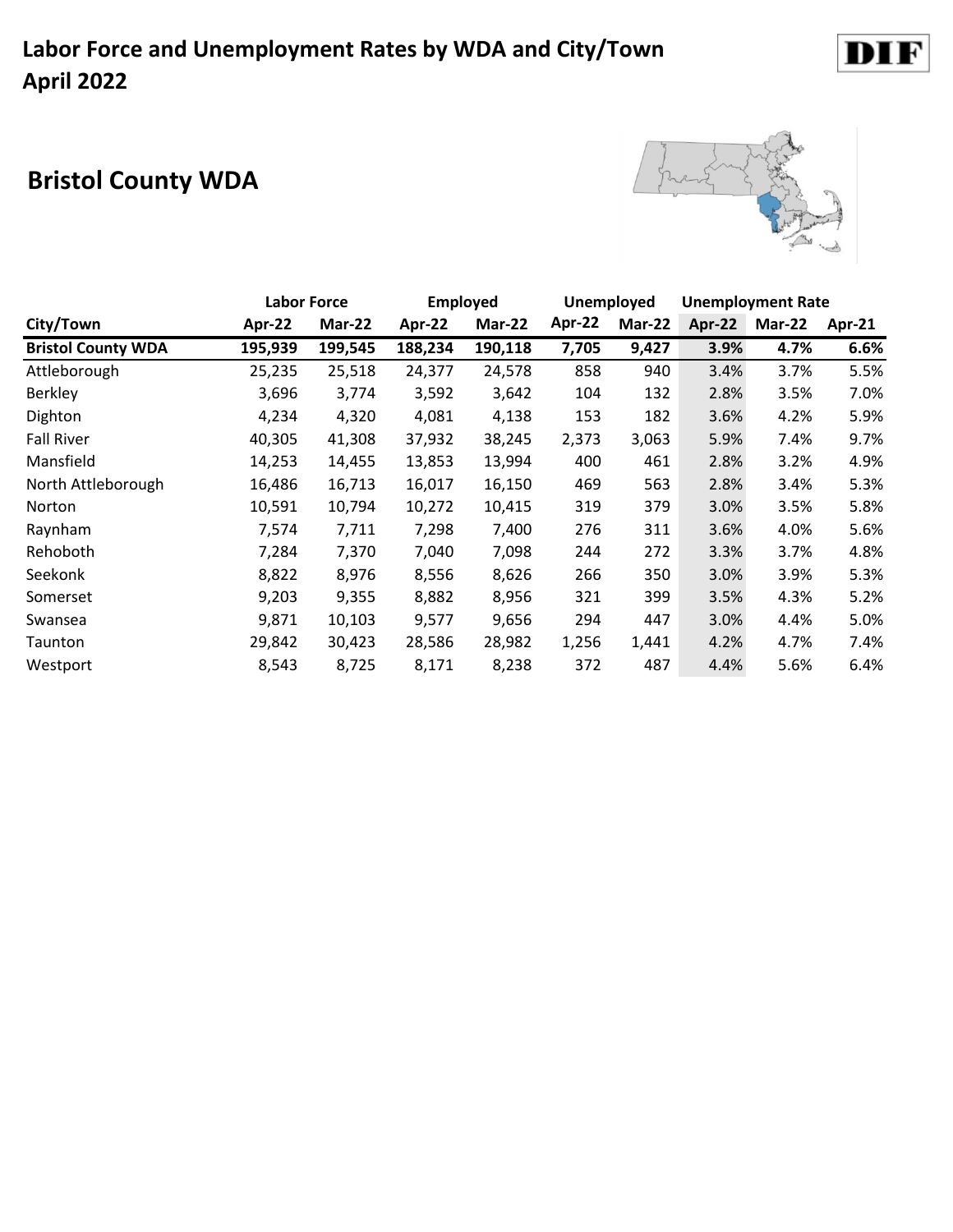# Labor Force and Unemployment Rates by WDA and City/Town
# April 2022

## Bristol County WDA

| | Labor Force | | Employed | | Unemployed | | Unemployment Rate | | |
|---|---|---|---|---|---|---|---|---|---|
| **City/Town** | **Apr-22** | **Mar-22** | **Apr-22** | **Mar-22** | **Apr-22** | **Mar-22** | **Apr-22** | **Mar-22** | **Apr-21** |
| **Bristol County WDA** | **195,939** | **199,545** | **188,234** | **190,118** | **7,705** | **9,427** | **3.9%** | **4.7%** | **6.6%** |
| Attleborough | 25,235 | 25,518 | 24,377 | 24,578 | 858 | 940 | 3.4% | 3.7% | 5.5% |
| Berkley | 3,696 | 3,774 | 3,592 | 3,642 | 104 | 132 | 2.8% | 3.5% | 7.0% |
| Dighton | 4,234 | 4,320 | 4,081 | 4,138 | 153 | 182 | 3.6% | 4.2% | 5.9% |
| Fall River | 40,305 | 41,308 | 37,932 | 38,245 | 2,373 | 3,063 | 5.9% | 7.4% | 9.7% |
| Mansfield | 14,253 | 14,455 | 13,853 | 13,994 | 400 | 461 | 2.8% | 3.2% | 4.9% |
| North Attleborough | 16,486 | 16,713 | 16,017 | 16,150 | 469 | 563 | 2.8% | 3.4% | 5.3% |
| Norton | 10,591 | 10,794 | 10,272 | 10,415 | 319 | 379 | 3.0% | 3.5% | 5.8% |
| Raynham | 7,574 | 7,711 | 7,298 | 7,400 | 276 | 311 | 3.6% | 4.0% | 5.6% |
| Rehoboth | 7,284 | 7,370 | 7,040 | 7,098 | 244 | 272 | 3.3% | 3.7% | 4.8% |
| Seekonk | 8,822 | 8,976 | 8,556 | 8,626 | 266 | 350 | 3.0% | 3.9% | 5.3% |
| Somerset | 9,203 | 9,355 | 8,882 | 8,956 | 321 | 399 | 3.5% | 4.3% | 5.2% |
| Swansea | 9,871 | 10,103 | 9,577 | 9,656 | 294 | 447 | 3.0% | 4.4% | 5.0% |
| Taunton | 29,842 | 30,423 | 28,586 | 28,982 | 1,256 | 1,441 | 4.2% | 4.7% | 7.4% |
| Westport | 8,543 | 8,725 | 8,171 | 8,238 | 372 | 487 | 4.4% | 5.6% | 6.4% |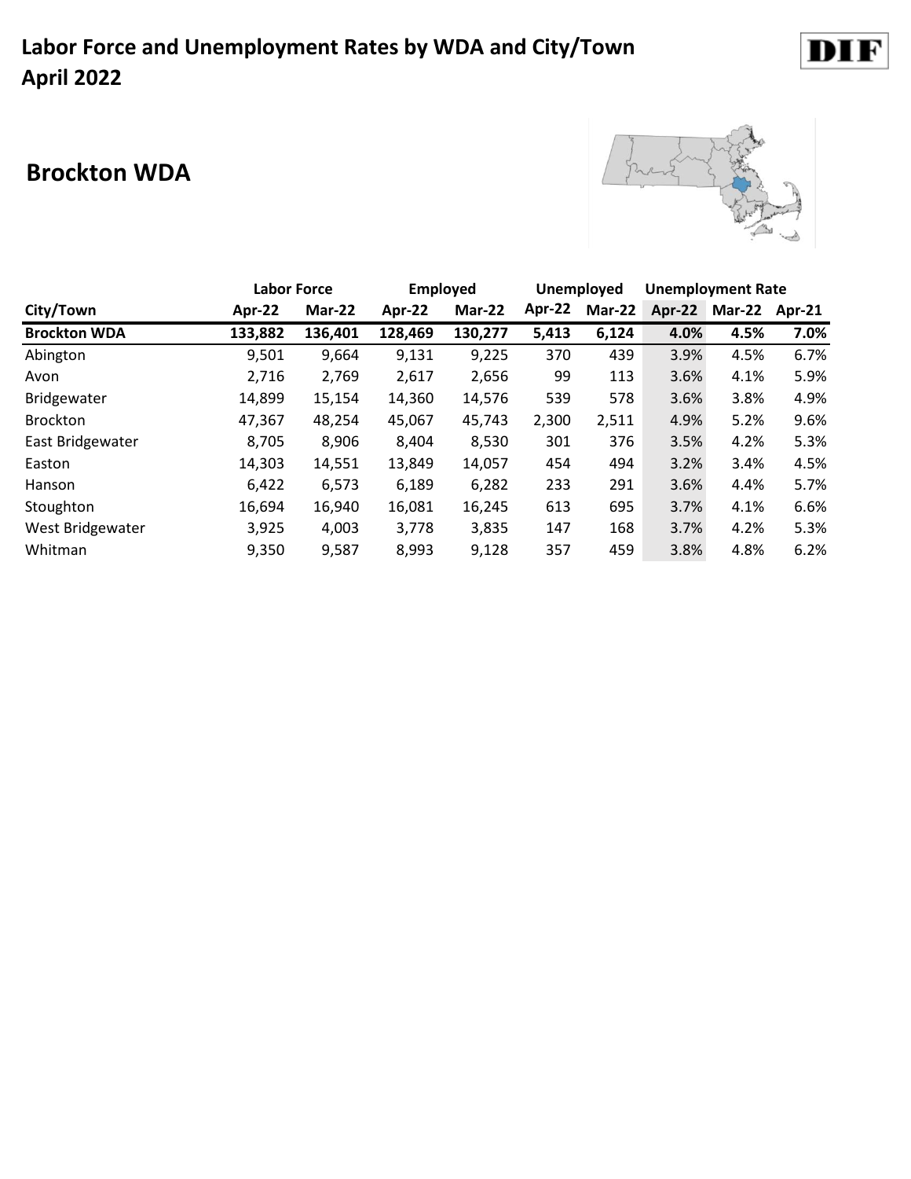# Labor Force and Unemployment Rates by WDA and City/Town April 2022

## Brockton WDA

| | Labor Force | | Employed | | Unemployed | | Unemployment Rate | | |
|---|---|---|---|---|---|---|---|---|---|
| City/Town | Apr-22 | Mar-22 | Apr-22 | Mar-22 | Apr-22 | Mar-22 | Apr-22 | Mar-22 | Apr-21 |
| **Brockton WDA** | **133,882** | **136,401** | **128,469** | **130,277** | **5,413** | **6,124** | **4.0%** | **4.5%** | **7.0%** |
| Abington | 9,501 | 9,664 | 9,131 | 9,225 | 370 | 439 | 3.9% | 4.5% | 6.7% |
| Avon | 2,716 | 2,769 | 2,617 | 2,656 | 99 | 113 | 3.6% | 4.1% | 5.9% |
| Bridgewater | 14,899 | 15,154 | 14,360 | 14,576 | 539 | 578 | 3.6% | 3.8% | 4.9% |
| Brockton | 47,367 | 48,254 | 45,067 | 45,743 | 2,300 | 2,511 | 4.9% | 5.2% | 9.6% |
| East Bridgewater | 8,705 | 8,906 | 8,404 | 8,530 | 301 | 376 | 3.5% | 4.2% | 5.3% |
| Easton | 14,303 | 14,551 | 13,849 | 14,057 | 454 | 494 | 3.2% | 3.4% | 4.5% |
| Hanson | 6,422 | 6,573 | 6,189 | 6,282 | 233 | 291 | 3.6% | 4.4% | 5.7% |
| Stoughton | 16,694 | 16,940 | 16,081 | 16,245 | 613 | 695 | 3.7% | 4.1% | 6.6% |
| West Bridgewater | 3,925 | 4,003 | 3,778 | 3,835 | 147 | 168 | 3.7% | 4.2% | 5.3% |
| Whitman | 9,350 | 9,587 | 8,993 | 9,128 | 357 | 459 | 3.8% | 4.8% | 6.2% |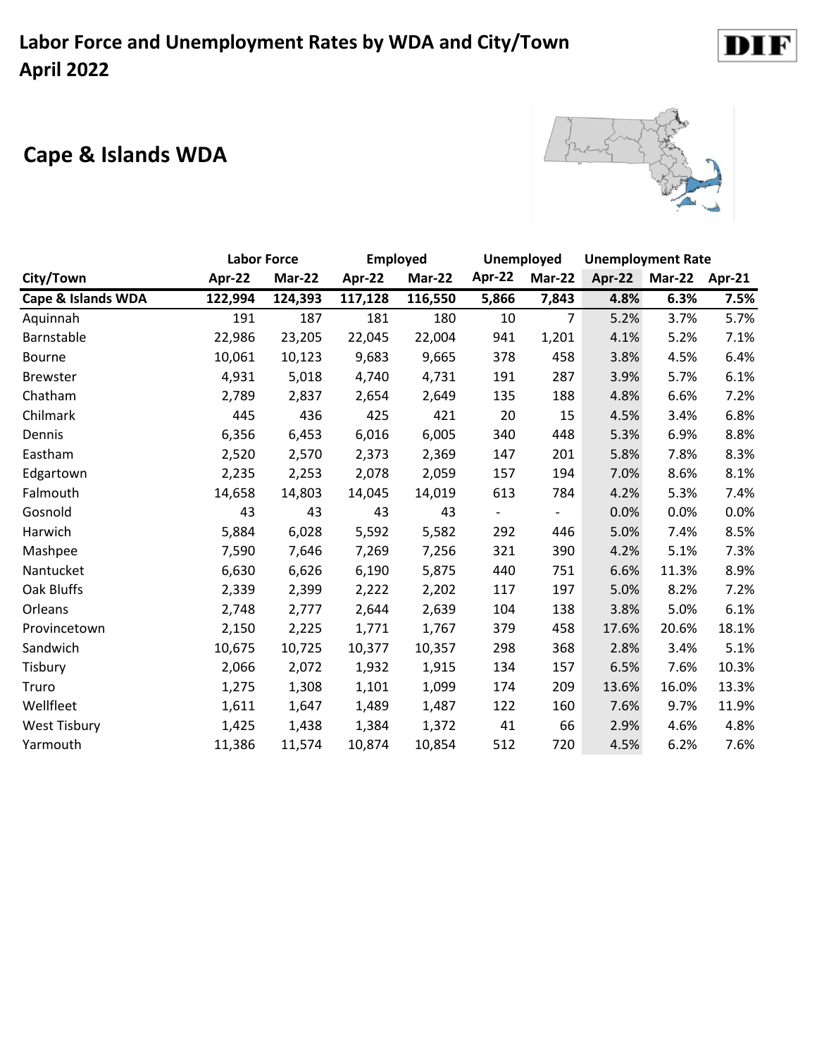# Labor Force and Unemployment Rates by WDA and City/Town
# April 2022

## Cape & Islands WDA

| | Labor Force | | Employed | | Unemployed | | Unemployment Rate | | |
|---|---|---|---|---|---|---|---|---|---|
| City/Town | Apr-22 | Mar-22 | Apr-22 | Mar-22 | Apr-22 | Mar-22 | Apr-22 | Mar-22 | Apr-21 |
| **Cape & Islands WDA** | **122,994** | **124,393** | **117,128** | **116,550** | **5,866** | **7,843** | **4.8%** | **6.3%** | **7.5%** |
| Aquinnah | 191 | 187 | 181 | 180 | 10 | 7 | 5.2% | 3.7% | 5.7% |
| Barnstable | 22,986 | 23,205 | 22,045 | 22,004 | 941 | 1,201 | 4.1% | 5.2% | 7.1% |
| Bourne | 10,061 | 10,123 | 9,683 | 9,665 | 378 | 458 | 3.8% | 4.5% | 6.4% |
| Brewster | 4,931 | 5,018 | 4,740 | 4,731 | 191 | 287 | 3.9% | 5.7% | 6.1% |
| Chatham | 2,789 | 2,837 | 2,654 | 2,649 | 135 | 188 | 4.8% | 6.6% | 7.2% |
| Chilmark | 445 | 436 | 425 | 421 | 20 | 15 | 4.5% | 3.4% | 6.8% |
| Dennis | 6,356 | 6,453 | 6,016 | 6,005 | 340 | 448 | 5.3% | 6.9% | 8.8% |
| Eastham | 2,520 | 2,570 | 2,373 | 2,369 | 147 | 201 | 5.8% | 7.8% | 8.3% |
| Edgartown | 2,235 | 2,253 | 2,078 | 2,059 | 157 | 194 | 7.0% | 8.6% | 8.1% |
| Falmouth | 14,658 | 14,803 | 14,045 | 14,019 | 613 | 784 | 4.2% | 5.3% | 7.4% |
| Gosnold | 43 | 43 | 43 | 43 | - | - | 0.0% | 0.0% | 0.0% |
| Harwich | 5,884 | 6,028 | 5,592 | 5,582 | 292 | 446 | 5.0% | 7.4% | 8.5% |
| Mashpee | 7,590 | 7,646 | 7,269 | 7,256 | 321 | 390 | 4.2% | 5.1% | 7.3% |
| Nantucket | 6,630 | 6,626 | 6,190 | 5,875 | 440 | 751 | 6.6% | 11.3% | 8.9% |
| Oak Bluffs | 2,339 | 2,399 | 2,222 | 2,202 | 117 | 197 | 5.0% | 8.2% | 7.2% |
| Orleans | 2,748 | 2,777 | 2,644 | 2,639 | 104 | 138 | 3.8% | 5.0% | 6.1% |
| Provincetown | 2,150 | 2,225 | 1,771 | 1,767 | 379 | 458 | 17.6% | 20.6% | 18.1% |
| Sandwich | 10,675 | 10,725 | 10,377 | 10,357 | 298 | 368 | 2.8% | 3.4% | 5.1% |
| Tisbury | 2,066 | 2,072 | 1,932 | 1,915 | 134 | 157 | 6.5% | 7.6% | 10.3% |
| Truro | 1,275 | 1,308 | 1,101 | 1,099 | 174 | 209 | 13.6% | 16.0% | 13.3% |
| Wellfleet | 1,611 | 1,647 | 1,489 | 1,487 | 122 | 160 | 7.6% | 9.7% | 11.9% |
| West Tisbury | 1,425 | 1,438 | 1,384 | 1,372 | 41 | 66 | 2.9% | 4.6% | 4.8% |
| Yarmouth | 11,386 | 11,574 | 10,874 | 10,854 | 512 | 720 | 4.5% | 6.2% | 7.6% |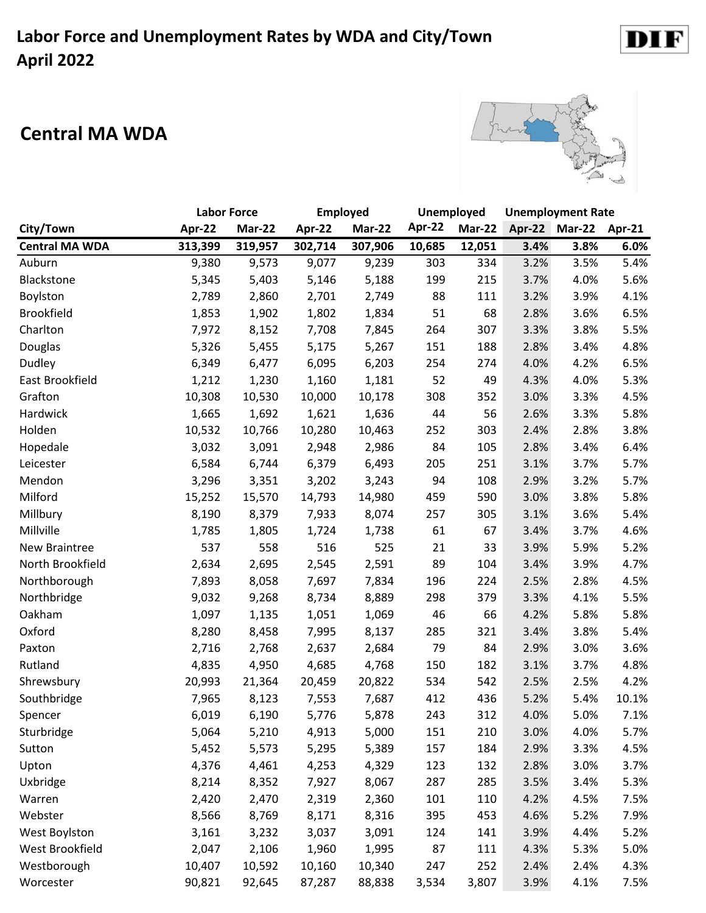# Labor Force and Unemployment Rates by WDA and City/Town
# April 2022

## Central MA WDA

| City/Town | Labor Force | | Employed | | Unemployed | | Unemployment Rate | | |
|---|---|---|---|---|---|---|---|---|---|
| | Apr-22 | Mar-22 | Apr-22 | Mar-22 | Apr-22 | Mar-22 | Apr-22 | Mar-22 | Apr-21 |
| **Central MA WDA** | **313,399** | **319,957** | **302,714** | **307,906** | **10,685** | **12,051** | **3.4%** | **3.8%** | **6.0%** |
| Auburn | 9,380 | 9,573 | 9,077 | 9,239 | 303 | 334 | 3.2% | 3.5% | 5.4% |
| Blackstone | 5,345 | 5,403 | 5,146 | 5,188 | 199 | 215 | 3.7% | 4.0% | 5.6% |
| Boylston | 2,789 | 2,860 | 2,701 | 2,749 | 88 | 111 | 3.2% | 3.9% | 4.1% |
| Brookfield | 1,853 | 1,902 | 1,802 | 1,834 | 51 | 68 | 2.8% | 3.6% | 6.5% |
| Charlton | 7,972 | 8,152 | 7,708 | 7,845 | 264 | 307 | 3.3% | 3.8% | 5.5% |
| Douglas | 5,326 | 5,455 | 5,175 | 5,267 | 151 | 188 | 2.8% | 3.4% | 4.8% |
| Dudley | 6,349 | 6,477 | 6,095 | 6,203 | 254 | 274 | 4.0% | 4.2% | 6.5% |
| East Brookfield | 1,212 | 1,230 | 1,160 | 1,181 | 52 | 49 | 4.3% | 4.0% | 5.3% |
| Grafton | 10,308 | 10,530 | 10,000 | 10,178 | 308 | 352 | 3.0% | 3.3% | 4.5% |
| Hardwick | 1,665 | 1,692 | 1,621 | 1,636 | 44 | 56 | 2.6% | 3.3% | 5.8% |
| Holden | 10,532 | 10,766 | 10,280 | 10,463 | 252 | 303 | 2.4% | 2.8% | 3.8% |
| Hopedale | 3,032 | 3,091 | 2,948 | 2,986 | 84 | 105 | 2.8% | 3.4% | 6.4% |
| Leicester | 6,584 | 6,744 | 6,379 | 6,493 | 205 | 251 | 3.1% | 3.7% | 5.7% |
| Mendon | 3,296 | 3,351 | 3,202 | 3,243 | 94 | 108 | 2.9% | 3.2% | 5.7% |
| Milford | 15,252 | 15,570 | 14,793 | 14,980 | 459 | 590 | 3.0% | 3.8% | 5.8% |
| Millbury | 8,190 | 8,379 | 7,933 | 8,074 | 257 | 305 | 3.1% | 3.6% | 5.4% |
| Millville | 1,785 | 1,805 | 1,724 | 1,738 | 61 | 67 | 3.4% | 3.7% | 4.6% |
| New Braintree | 537 | 558 | 516 | 525 | 21 | 33 | 3.9% | 5.9% | 5.2% |
| North Brookfield | 2,634 | 2,695 | 2,545 | 2,591 | 89 | 104 | 3.4% | 3.9% | 4.7% |
| Northborough | 7,893 | 8,058 | 7,697 | 7,834 | 196 | 224 | 2.5% | 2.8% | 4.5% |
| Northbridge | 9,032 | 9,268 | 8,734 | 8,889 | 298 | 379 | 3.3% | 4.1% | 5.5% |
| Oakham | 1,097 | 1,135 | 1,051 | 1,069 | 46 | 66 | 4.2% | 5.8% | 5.8% |
| Oxford | 8,280 | 8,458 | 7,995 | 8,137 | 285 | 321 | 3.4% | 3.8% | 5.4% |
| Paxton | 2,716 | 2,768 | 2,637 | 2,684 | 79 | 84 | 2.9% | 3.0% | 3.6% |
| Rutland | 4,835 | 4,950 | 4,685 | 4,768 | 150 | 182 | 3.1% | 3.7% | 4.8% |
| Shrewsbury | 20,993 | 21,364 | 20,459 | 20,822 | 534 | 542 | 2.5% | 2.5% | 4.2% |
| Southbridge | 7,965 | 8,123 | 7,553 | 7,687 | 412 | 436 | 5.2% | 5.4% | 10.1% |
| Spencer | 6,019 | 6,190 | 5,776 | 5,878 | 243 | 312 | 4.0% | 5.0% | 7.1% |
| Sturbridge | 5,064 | 5,210 | 4,913 | 5,000 | 151 | 210 | 3.0% | 4.0% | 5.7% |
| Sutton | 5,452 | 5,573 | 5,295 | 5,389 | 157 | 184 | 2.9% | 3.3% | 4.5% |
| Upton | 4,376 | 4,461 | 4,253 | 4,329 | 123 | 132 | 2.8% | 3.0% | 3.7% |
| Uxbridge | 8,214 | 8,352 | 7,927 | 8,067 | 287 | 285 | 3.5% | 3.4% | 5.3% |
| Warren | 2,420 | 2,470 | 2,319 | 2,360 | 101 | 110 | 4.2% | 4.5% | 7.5% |
| Webster | 8,566 | 8,769 | 8,171 | 8,316 | 395 | 453 | 4.6% | 5.2% | 7.9% |
| West Boylston | 3,161 | 3,232 | 3,037 | 3,091 | 124 | 141 | 3.9% | 4.4% | 5.2% |
| West Brookfield | 2,047 | 2,106 | 1,960 | 1,995 | 87 | 111 | 4.3% | 5.3% | 5.0% |
| Westborough | 10,407 | 10,592 | 10,160 | 10,340 | 247 | 252 | 2.4% | 2.4% | 4.3% |
| Worcester | 90,821 | 92,645 | 87,287 | 88,838 | 3,534 | 3,807 | 3.9% | 4.1% | 7.5% |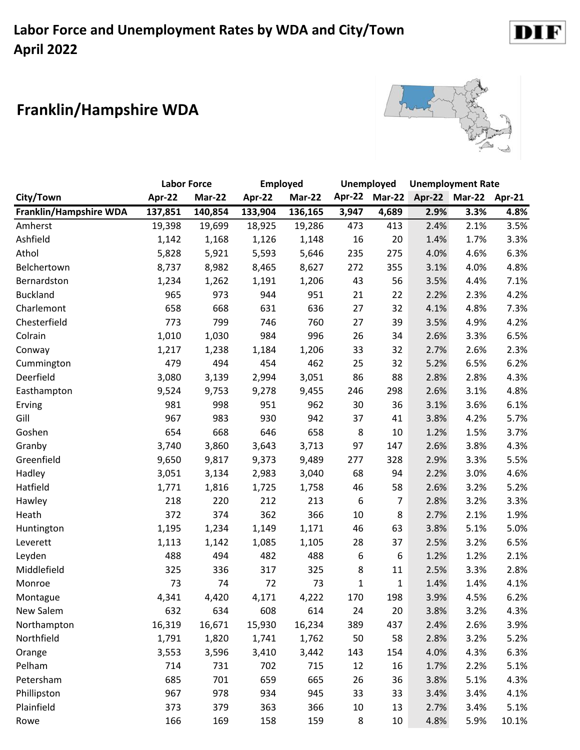# Labor Force and Unemployment Rates by WDA and City/Town
# April 2022

DIF

## Franklin/Hampshire WDA

| | Labor Force | | Employed | | Unemployed | | Unemployment Rate | | |
|---|---|---|---|---|---|---|---|---|---|
| City/Town | Apr-22 | Mar-22 | Apr-22 | Mar-22 | Apr-22 | Mar-22 | Apr-22 | Mar-22 | Apr-21 |
| **Franklin/Hampshire WDA** | **137,851** | **140,854** | **133,904** | **136,165** | **3,947** | **4,689** | **2.9%** | **3.3%** | **4.8%** |
| Amherst | 19,398 | 19,699 | 18,925 | 19,286 | 473 | 413 | 2.4% | 2.1% | 3.5% |
| Ashfield | 1,142 | 1,168 | 1,126 | 1,148 | 16 | 20 | 1.4% | 1.7% | 3.3% |
| Athol | 5,828 | 5,921 | 5,593 | 5,646 | 235 | 275 | 4.0% | 4.6% | 6.3% |
| Belchertown | 8,737 | 8,982 | 8,465 | 8,627 | 272 | 355 | 3.1% | 4.0% | 4.8% |
| Bernardston | 1,234 | 1,262 | 1,191 | 1,206 | 43 | 56 | 3.5% | 4.4% | 7.1% |
| Buckland | 965 | 973 | 944 | 951 | 21 | 22 | 2.2% | 2.3% | 4.2% |
| Charlemont | 658 | 668 | 631 | 636 | 27 | 32 | 4.1% | 4.8% | 7.3% |
| Chesterfield | 773 | 799 | 746 | 760 | 27 | 39 | 3.5% | 4.9% | 4.2% |
| Colrain | 1,010 | 1,030 | 984 | 996 | 26 | 34 | 2.6% | 3.3% | 6.5% |
| Conway | 1,217 | 1,238 | 1,184 | 1,206 | 33 | 32 | 2.7% | 2.6% | 2.3% |
| Cummington | 479 | 494 | 454 | 462 | 25 | 32 | 5.2% | 6.5% | 6.2% |
| Deerfield | 3,080 | 3,139 | 2,994 | 3,051 | 86 | 88 | 2.8% | 2.8% | 4.3% |
| Easthampton | 9,524 | 9,753 | 9,278 | 9,455 | 246 | 298 | 2.6% | 3.1% | 4.8% |
| Erving | 981 | 998 | 951 | 962 | 30 | 36 | 3.1% | 3.6% | 6.1% |
| Gill | 967 | 983 | 930 | 942 | 37 | 41 | 3.8% | 4.2% | 5.7% |
| Goshen | 654 | 668 | 646 | 658 | 8 | 10 | 1.2% | 1.5% | 3.7% |
| Granby | 3,740 | 3,860 | 3,643 | 3,713 | 97 | 147 | 2.6% | 3.8% | 4.3% |
| Greenfield | 9,650 | 9,817 | 9,373 | 9,489 | 277 | 328 | 2.9% | 3.3% | 5.5% |
| Hadley | 3,051 | 3,134 | 2,983 | 3,040 | 68 | 94 | 2.2% | 3.0% | 4.6% |
| Hatfield | 1,771 | 1,816 | 1,725 | 1,758 | 46 | 58 | 2.6% | 3.2% | 5.2% |
| Hawley | 218 | 220 | 212 | 213 | 6 | 7 | 2.8% | 3.2% | 3.3% |
| Heath | 372 | 374 | 362 | 366 | 10 | 8 | 2.7% | 2.1% | 1.9% |
| Huntington | 1,195 | 1,234 | 1,149 | 1,171 | 46 | 63 | 3.8% | 5.1% | 5.0% |
| Leverett | 1,113 | 1,142 | 1,085 | 1,105 | 28 | 37 | 2.5% | 3.2% | 6.5% |
| Leyden | 488 | 494 | 482 | 488 | 6 | 6 | 1.2% | 1.2% | 2.1% |
| Middlefield | 325 | 336 | 317 | 325 | 8 | 11 | 2.5% | 3.3% | 2.8% |
| Monroe | 73 | 74 | 72 | 73 | 1 | 1 | 1.4% | 1.4% | 4.1% |
| Montague | 4,341 | 4,420 | 4,171 | 4,222 | 170 | 198 | 3.9% | 4.5% | 6.2% |
| New Salem | 632 | 634 | 608 | 614 | 24 | 20 | 3.8% | 3.2% | 4.3% |
| Northampton | 16,319 | 16,671 | 15,930 | 16,234 | 389 | 437 | 2.4% | 2.6% | 3.9% |
| Northfield | 1,791 | 1,820 | 1,741 | 1,762 | 50 | 58 | 2.8% | 3.2% | 5.2% |
| Orange | 3,553 | 3,596 | 3,410 | 3,442 | 143 | 154 | 4.0% | 4.3% | 6.3% |
| Pelham | 714 | 731 | 702 | 715 | 12 | 16 | 1.7% | 2.2% | 5.1% |
| Petersham | 685 | 701 | 659 | 665 | 26 | 36 | 3.8% | 5.1% | 4.3% |
| Phillipston | 967 | 978 | 934 | 945 | 33 | 33 | 3.4% | 3.4% | 4.1% |
| Plainfield | 373 | 379 | 363 | 366 | 10 | 13 | 2.7% | 3.4% | 5.1% |
| Rowe | 166 | 169 | 158 | 159 | 8 | 10 | 4.8% | 5.9% | 10.1% |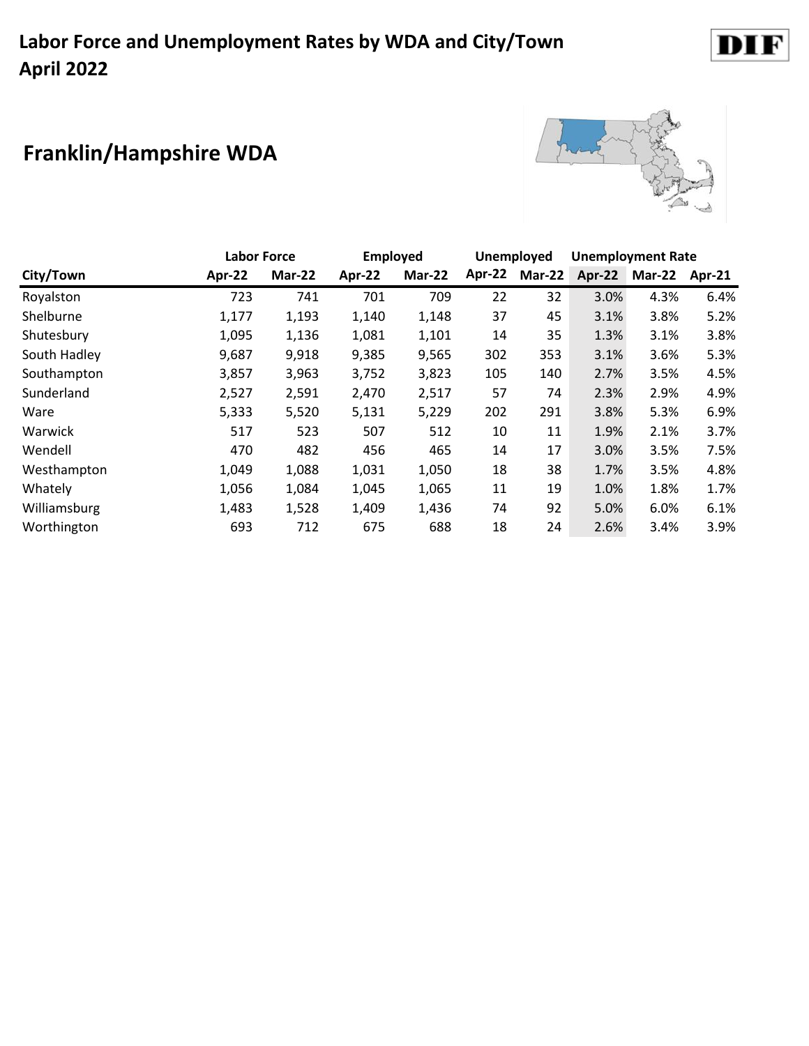# Labor Force and Unemployment Rates by WDA and City/Town
# April 2022

## Franklin/Hampshire WDA

| | Labor Force | | Employed | | Unemployed | | Unemployment Rate | | |
|---|---|---|---|---|---|---|---|---|---|
| City/Town | Apr-22 | Mar-22 | Apr-22 | Mar-22 | Apr-22 | Mar-22 | Apr-22 | Mar-22 | Apr-21 |
| Royalston | 723 | 741 | 701 | 709 | 22 | 32 | 3.0% | 4.3% | 6.4% |
| Shelburne | 1,177 | 1,193 | 1,140 | 1,148 | 37 | 45 | 3.1% | 3.8% | 5.2% |
| Shutesbury | 1,095 | 1,136 | 1,081 | 1,101 | 14 | 35 | 1.3% | 3.1% | 3.8% |
| South Hadley | 9,687 | 9,918 | 9,385 | 9,565 | 302 | 353 | 3.1% | 3.6% | 5.3% |
| Southampton | 3,857 | 3,963 | 3,752 | 3,823 | 105 | 140 | 2.7% | 3.5% | 4.5% |
| Sunderland | 2,527 | 2,591 | 2,470 | 2,517 | 57 | 74 | 2.3% | 2.9% | 4.9% |
| Ware | 5,333 | 5,520 | 5,131 | 5,229 | 202 | 291 | 3.8% | 5.3% | 6.9% |
| Warwick | 517 | 523 | 507 | 512 | 10 | 11 | 1.9% | 2.1% | 3.7% |
| Wendell | 470 | 482 | 456 | 465 | 14 | 17 | 3.0% | 3.5% | 7.5% |
| Westhampton | 1,049 | 1,088 | 1,031 | 1,050 | 18 | 38 | 1.7% | 3.5% | 4.8% |
| Whately | 1,056 | 1,084 | 1,045 | 1,065 | 11 | 19 | 1.0% | 1.8% | 1.7% |
| Williamsburg | 1,483 | 1,528 | 1,409 | 1,436 | 74 | 92 | 5.0% | 6.0% | 6.1% |
| Worthington | 693 | 712 | 675 | 688 | 18 | 24 | 2.6% | 3.4% | 3.9% |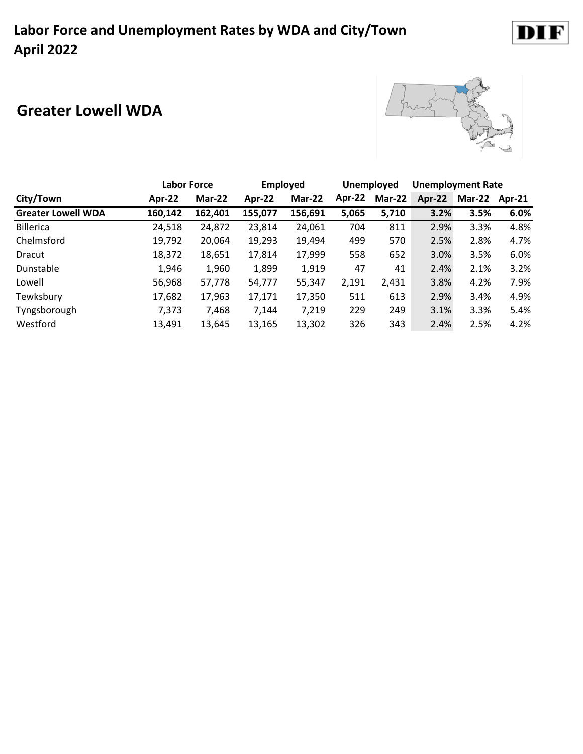# Labor Force and Unemployment Rates by WDA and City/Town
# April 2022

DIF

## Greater Lowell WDA

| | Labor Force | | Employed | | Unemployed | | Unemployment Rate | | |
|---|---|---|---|---|---|---|---|---|---|
| **City/Town** | **Apr-22** | **Mar-22** | **Apr-22** | **Mar-22** | **Apr-22** | **Mar-22** | **Apr-22** | **Mar-22** | **Apr-21** |
| **Greater Lowell WDA** | **160,142** | **162,401** | **155,077** | **156,691** | **5,065** | **5,710** | **3.2%** | **3.5%** | **6.0%** |
| Billerica | 24,518 | 24,872 | 23,814 | 24,061 | 704 | 811 | 2.9% | 3.3% | 4.8% |
| Chelmsford | 19,792 | 20,064 | 19,293 | 19,494 | 499 | 570 | 2.5% | 2.8% | 4.7% |
| Dracut | 18,372 | 18,651 | 17,814 | 17,999 | 558 | 652 | 3.0% | 3.5% | 6.0% |
| Dunstable | 1,946 | 1,960 | 1,899 | 1,919 | 47 | 41 | 2.4% | 2.1% | 3.2% |
| Lowell | 56,968 | 57,778 | 54,777 | 55,347 | 2,191 | 2,431 | 3.8% | 4.2% | 7.9% |
| Tewksbury | 17,682 | 17,963 | 17,171 | 17,350 | 511 | 613 | 2.9% | 3.4% | 4.9% |
| Tyngsborough | 7,373 | 7,468 | 7,144 | 7,219 | 229 | 249 | 3.1% | 3.3% | 5.4% |
| Westford | 13,491 | 13,645 | 13,165 | 13,302 | 326 | 343 | 2.4% | 2.5% | 4.2% |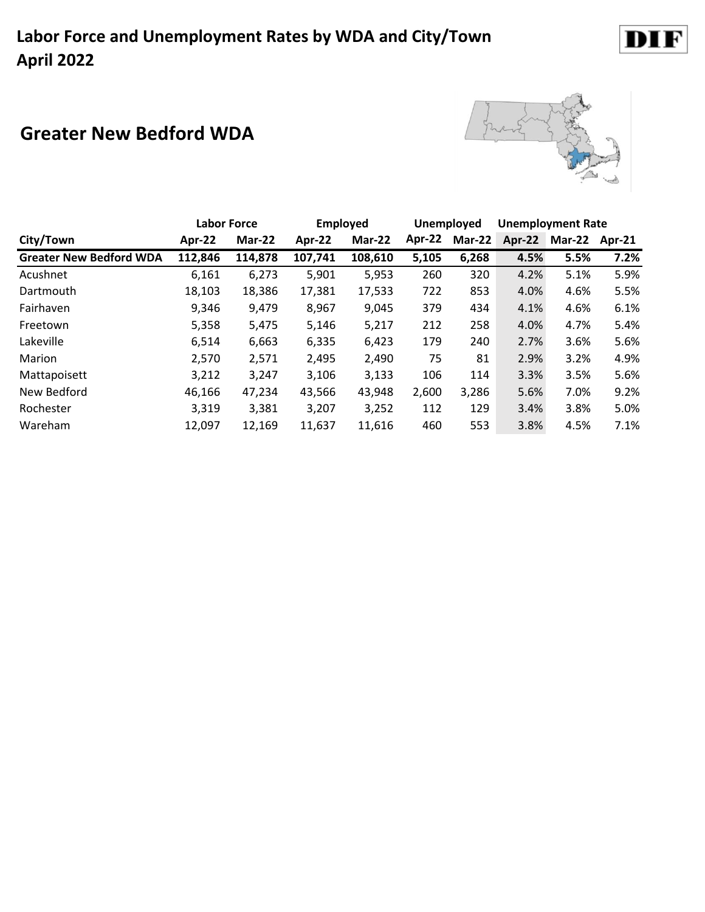# Labor Force and Unemployment Rates by WDA and City/Town
# April 2022

## Greater New Bedford WDA

| City/Town | Labor Force | | Employed | | Unemployed | | Unemployment Rate | | |
|---|---|---|---|---|---|---|---|---|---|
| | Apr-22 | Mar-22 | Apr-22 | Mar-22 | Apr-22 | Mar-22 | Apr-22 | Mar-22 | Apr-21 |
| **Greater New Bedford WDA** | **112,846** | **114,878** | **107,741** | **108,610** | **5,105** | **6,268** | **4.5%** | **5.5%** | **7.2%** |
| Acushnet | 6,161 | 6,273 | 5,901 | 5,953 | 260 | 320 | 4.2% | 5.1% | 5.9% |
| Dartmouth | 18,103 | 18,386 | 17,381 | 17,533 | 722 | 853 | 4.0% | 4.6% | 5.5% |
| Fairhaven | 9,346 | 9,479 | 8,967 | 9,045 | 379 | 434 | 4.1% | 4.6% | 6.1% |
| Freetown | 5,358 | 5,475 | 5,146 | 5,217 | 212 | 258 | 4.0% | 4.7% | 5.4% |
| Lakeville | 6,514 | 6,663 | 6,335 | 6,423 | 179 | 240 | 2.7% | 3.6% | 5.6% |
| Marion | 2,570 | 2,571 | 2,495 | 2,490 | 75 | 81 | 2.9% | 3.2% | 4.9% |
| Mattapoisett | 3,212 | 3,247 | 3,106 | 3,133 | 106 | 114 | 3.3% | 3.5% | 5.6% |
| New Bedford | 46,166 | 47,234 | 43,566 | 43,948 | 2,600 | 3,286 | 5.6% | 7.0% | 9.2% |
| Rochester | 3,319 | 3,381 | 3,207 | 3,252 | 112 | 129 | 3.4% | 3.8% | 5.0% |
| Wareham | 12,097 | 12,169 | 11,637 | 11,616 | 460 | 553 | 3.8% | 4.5% | 7.1% |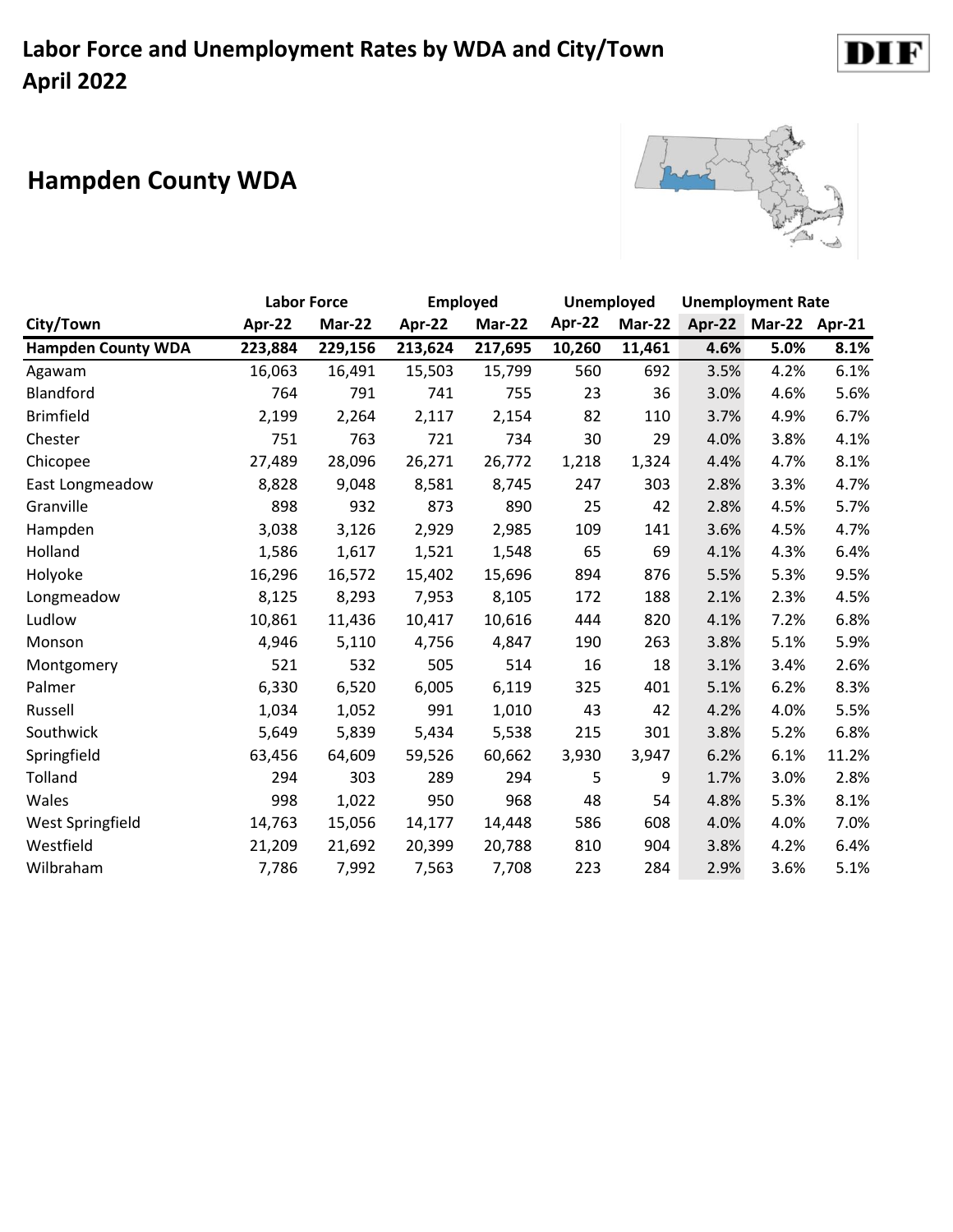# Labor Force and Unemployment Rates by WDA and City/Town
# April 2022

## Hampden County WDA

| City/Town | Labor Force | | Employed | | Unemployed | | Unemployment Rate | | |
|---|---|---|---|---|---|---|---|---|---|
| | Apr-22 | Mar-22 | Apr-22 | Mar-22 | Apr-22 | Mar-22 | Apr-22 | Mar-22 | Apr-21 |
| **Hampden County WDA** | **223,884** | **229,156** | **213,624** | **217,695** | **10,260** | **11,461** | **4.6%** | **5.0%** | **8.1%** |
| Agawam | 16,063 | 16,491 | 15,503 | 15,799 | 560 | 692 | 3.5% | 4.2% | 6.1% |
| Blandford | 764 | 791 | 741 | 755 | 23 | 36 | 3.0% | 4.6% | 5.6% |
| Brimfield | 2,199 | 2,264 | 2,117 | 2,154 | 82 | 110 | 3.7% | 4.9% | 6.7% |
| Chester | 751 | 763 | 721 | 734 | 30 | 29 | 4.0% | 3.8% | 4.1% |
| Chicopee | 27,489 | 28,096 | 26,271 | 26,772 | 1,218 | 1,324 | 4.4% | 4.7% | 8.1% |
| East Longmeadow | 8,828 | 9,048 | 8,581 | 8,745 | 247 | 303 | 2.8% | 3.3% | 4.7% |
| Granville | 898 | 932 | 873 | 890 | 25 | 42 | 2.8% | 4.5% | 5.7% |
| Hampden | 3,038 | 3,126 | 2,929 | 2,985 | 109 | 141 | 3.6% | 4.5% | 4.7% |
| Holland | 1,586 | 1,617 | 1,521 | 1,548 | 65 | 69 | 4.1% | 4.3% | 6.4% |
| Holyoke | 16,296 | 16,572 | 15,402 | 15,696 | 894 | 876 | 5.5% | 5.3% | 9.5% |
| Longmeadow | 8,125 | 8,293 | 7,953 | 8,105 | 172 | 188 | 2.1% | 2.3% | 4.5% |
| Ludlow | 10,861 | 11,436 | 10,417 | 10,616 | 444 | 820 | 4.1% | 7.2% | 6.8% |
| Monson | 4,946 | 5,110 | 4,756 | 4,847 | 190 | 263 | 3.8% | 5.1% | 5.9% |
| Montgomery | 521 | 532 | 505 | 514 | 16 | 18 | 3.1% | 3.4% | 2.6% |
| Palmer | 6,330 | 6,520 | 6,005 | 6,119 | 325 | 401 | 5.1% | 6.2% | 8.3% |
| Russell | 1,034 | 1,052 | 991 | 1,010 | 43 | 42 | 4.2% | 4.0% | 5.5% |
| Southwick | 5,649 | 5,839 | 5,434 | 5,538 | 215 | 301 | 3.8% | 5.2% | 6.8% |
| Springfield | 63,456 | 64,609 | 59,526 | 60,662 | 3,930 | 3,947 | 6.2% | 6.1% | 11.2% |
| Tolland | 294 | 303 | 289 | 294 | 5 | 9 | 1.7% | 3.0% | 2.8% |
| Wales | 998 | 1,022 | 950 | 968 | 48 | 54 | 4.8% | 5.3% | 8.1% |
| West Springfield | 14,763 | 15,056 | 14,177 | 14,448 | 586 | 608 | 4.0% | 4.0% | 7.0% |
| Westfield | 21,209 | 21,692 | 20,399 | 20,788 | 810 | 904 | 3.8% | 4.2% | 6.4% |
| Wilbraham | 7,786 | 7,992 | 7,563 | 7,708 | 223 | 284 | 2.9% | 3.6% | 5.1% |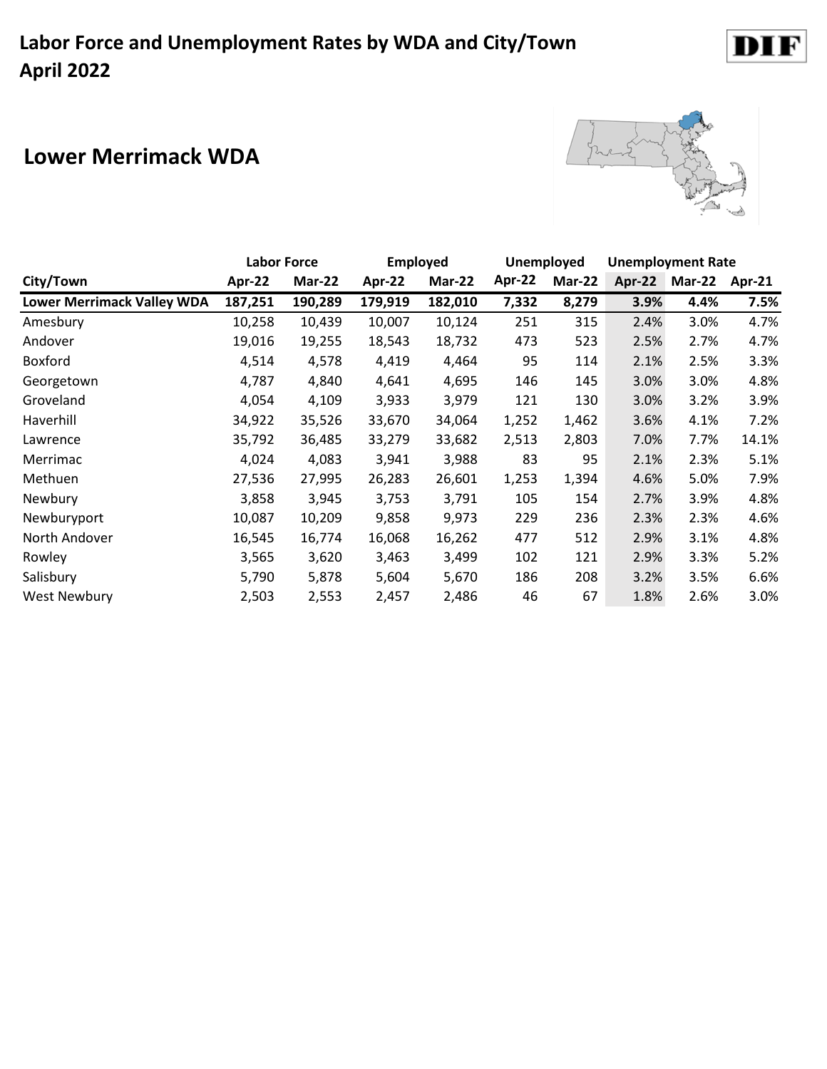# Labor Force and Unemployment Rates by WDA and City/Town
# April 2022

## Lower Merrimack WDA

| City/Town | Labor Force | | Employed | | Unemployed | | Unemployment Rate | | |
|---|---|---|---|---|---|---|---|---|---|
| | Apr-22 | Mar-22 | Apr-22 | Mar-22 | Apr-22 | Mar-22 | Apr-22 | Mar-22 | Apr-21 |
| **Lower Merrimack Valley WDA** | **187,251** | **190,289** | **179,919** | **182,010** | **7,332** | **8,279** | **3.9%** | **4.4%** | **7.5%** |
| Amesbury | 10,258 | 10,439 | 10,007 | 10,124 | 251 | 315 | 2.4% | 3.0% | 4.7% |
| Andover | 19,016 | 19,255 | 18,543 | 18,732 | 473 | 523 | 2.5% | 2.7% | 4.7% |
| Boxford | 4,514 | 4,578 | 4,419 | 4,464 | 95 | 114 | 2.1% | 2.5% | 3.3% |
| Georgetown | 4,787 | 4,840 | 4,641 | 4,695 | 146 | 145 | 3.0% | 3.0% | 4.8% |
| Groveland | 4,054 | 4,109 | 3,933 | 3,979 | 121 | 130 | 3.0% | 3.2% | 3.9% |
| Haverhill | 34,922 | 35,526 | 33,670 | 34,064 | 1,252 | 1,462 | 3.6% | 4.1% | 7.2% |
| Lawrence | 35,792 | 36,485 | 33,279 | 33,682 | 2,513 | 2,803 | 7.0% | 7.7% | 14.1% |
| Merrimac | 4,024 | 4,083 | 3,941 | 3,988 | 83 | 95 | 2.1% | 2.3% | 5.1% |
| Methuen | 27,536 | 27,995 | 26,283 | 26,601 | 1,253 | 1,394 | 4.6% | 5.0% | 7.9% |
| Newbury | 3,858 | 3,945 | 3,753 | 3,791 | 105 | 154 | 2.7% | 3.9% | 4.8% |
| Newburyport | 10,087 | 10,209 | 9,858 | 9,973 | 229 | 236 | 2.3% | 2.3% | 4.6% |
| North Andover | 16,545 | 16,774 | 16,068 | 16,262 | 477 | 512 | 2.9% | 3.1% | 4.8% |
| Rowley | 3,565 | 3,620 | 3,463 | 3,499 | 102 | 121 | 2.9% | 3.3% | 5.2% |
| Salisbury | 5,790 | 5,878 | 5,604 | 5,670 | 186 | 208 | 3.2% | 3.5% | 6.6% |
| West Newbury | 2,503 | 2,553 | 2,457 | 2,486 | 46 | 67 | 1.8% | 2.6% | 3.0% |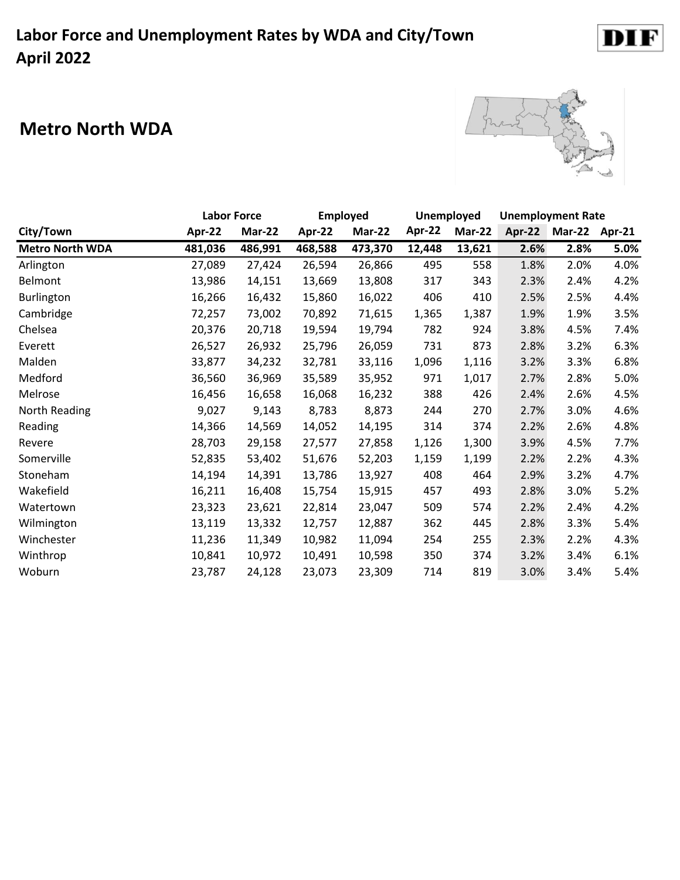# Labor Force and Unemployment Rates by WDA and City/Town
# April 2022

DIF

## Metro North WDA

| | Labor Force | | Employed | | Unemployed | | Unemployment Rate | | |
|---|---|---|---|---|---|---|---|---|---|
| City/Town | Apr-22 | Mar-22 | Apr-22 | Mar-22 | Apr-22 | Mar-22 | Apr-22 | Mar-22 | Apr-21 |
| **Metro North WDA** | **481,036** | **486,991** | **468,588** | **473,370** | **12,448** | **13,621** | **2.6%** | **2.8%** | **5.0%** |
| Arlington | 27,089 | 27,424 | 26,594 | 26,866 | 495 | 558 | 1.8% | 2.0% | 4.0% |
| Belmont | 13,986 | 14,151 | 13,669 | 13,808 | 317 | 343 | 2.3% | 2.4% | 4.2% |
| Burlington | 16,266 | 16,432 | 15,860 | 16,022 | 406 | 410 | 2.5% | 2.5% | 4.4% |
| Cambridge | 72,257 | 73,002 | 70,892 | 71,615 | 1,365 | 1,387 | 1.9% | 1.9% | 3.5% |
| Chelsea | 20,376 | 20,718 | 19,594 | 19,794 | 782 | 924 | 3.8% | 4.5% | 7.4% |
| Everett | 26,527 | 26,932 | 25,796 | 26,059 | 731 | 873 | 2.8% | 3.2% | 6.3% |
| Malden | 33,877 | 34,232 | 32,781 | 33,116 | 1,096 | 1,116 | 3.2% | 3.3% | 6.8% |
| Medford | 36,560 | 36,969 | 35,589 | 35,952 | 971 | 1,017 | 2.7% | 2.8% | 5.0% |
| Melrose | 16,456 | 16,658 | 16,068 | 16,232 | 388 | 426 | 2.4% | 2.6% | 4.5% |
| North Reading | 9,027 | 9,143 | 8,783 | 8,873 | 244 | 270 | 2.7% | 3.0% | 4.6% |
| Reading | 14,366 | 14,569 | 14,052 | 14,195 | 314 | 374 | 2.2% | 2.6% | 4.8% |
| Revere | 28,703 | 29,158 | 27,577 | 27,858 | 1,126 | 1,300 | 3.9% | 4.5% | 7.7% |
| Somerville | 52,835 | 53,402 | 51,676 | 52,203 | 1,159 | 1,199 | 2.2% | 2.2% | 4.3% |
| Stoneham | 14,194 | 14,391 | 13,786 | 13,927 | 408 | 464 | 2.9% | 3.2% | 4.7% |
| Wakefield | 16,211 | 16,408 | 15,754 | 15,915 | 457 | 493 | 2.8% | 3.0% | 5.2% |
| Watertown | 23,323 | 23,621 | 22,814 | 23,047 | 509 | 574 | 2.2% | 2.4% | 4.2% |
| Wilmington | 13,119 | 13,332 | 12,757 | 12,887 | 362 | 445 | 2.8% | 3.3% | 5.4% |
| Winchester | 11,236 | 11,349 | 10,982 | 11,094 | 254 | 255 | 2.3% | 2.2% | 4.3% |
| Winthrop | 10,841 | 10,972 | 10,491 | 10,598 | 350 | 374 | 3.2% | 3.4% | 6.1% |
| Woburn | 23,787 | 24,128 | 23,073 | 23,309 | 714 | 819 | 3.0% | 3.4% | 5.4% |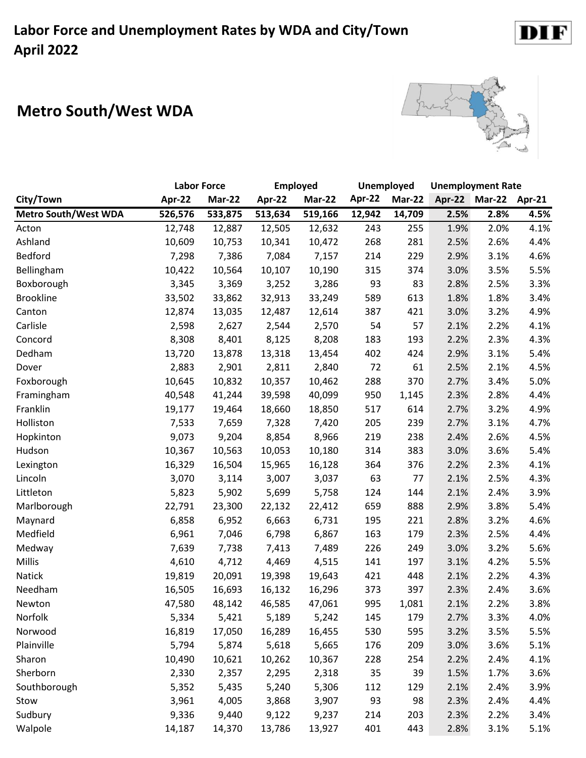# Labor Force and Unemployment Rates by WDA and City/Town
# April 2022

DIF

## Metro South/West WDA

| | Labor Force | | Employed | | Unemployed | | Unemployment Rate | | |
|---|---|---|---|---|---|---|---|---|---|
| City/Town | Apr-22 | Mar-22 | Apr-22 | Mar-22 | Apr-22 | Mar-22 | Apr-22 | Mar-22 | Apr-21 |
| **Metro South/West WDA** | **526,576** | **533,875** | **513,634** | **519,166** | **12,942** | **14,709** | **2.5%** | **2.8%** | **4.5%** |
| Acton | 12,748 | 12,887 | 12,505 | 12,632 | 243 | 255 | 1.9% | 2.0% | 4.1% |
| Ashland | 10,609 | 10,753 | 10,341 | 10,472 | 268 | 281 | 2.5% | 2.6% | 4.4% |
| Bedford | 7,298 | 7,386 | 7,084 | 7,157 | 214 | 229 | 2.9% | 3.1% | 4.6% |
| Bellingham | 10,422 | 10,564 | 10,107 | 10,190 | 315 | 374 | 3.0% | 3.5% | 5.5% |
| Boxborough | 3,345 | 3,369 | 3,252 | 3,286 | 93 | 83 | 2.8% | 2.5% | 3.3% |
| Brookline | 33,502 | 33,862 | 32,913 | 33,249 | 589 | 613 | 1.8% | 1.8% | 3.4% |
| Canton | 12,874 | 13,035 | 12,487 | 12,614 | 387 | 421 | 3.0% | 3.2% | 4.9% |
| Carlisle | 2,598 | 2,627 | 2,544 | 2,570 | 54 | 57 | 2.1% | 2.2% | 4.1% |
| Concord | 8,308 | 8,401 | 8,125 | 8,208 | 183 | 193 | 2.2% | 2.3% | 4.3% |
| Dedham | 13,720 | 13,878 | 13,318 | 13,454 | 402 | 424 | 2.9% | 3.1% | 5.4% |
| Dover | 2,883 | 2,901 | 2,811 | 2,840 | 72 | 61 | 2.5% | 2.1% | 4.5% |
| Foxborough | 10,645 | 10,832 | 10,357 | 10,462 | 288 | 370 | 2.7% | 3.4% | 5.0% |
| Framingham | 40,548 | 41,244 | 39,598 | 40,099 | 950 | 1,145 | 2.3% | 2.8% | 4.4% |
| Franklin | 19,177 | 19,464 | 18,660 | 18,850 | 517 | 614 | 2.7% | 3.2% | 4.9% |
| Holliston | 7,533 | 7,659 | 7,328 | 7,420 | 205 | 239 | 2.7% | 3.1% | 4.7% |
| Hopkinton | 9,073 | 9,204 | 8,854 | 8,966 | 219 | 238 | 2.4% | 2.6% | 4.5% |
| Hudson | 10,367 | 10,563 | 10,053 | 10,180 | 314 | 383 | 3.0% | 3.6% | 5.4% |
| Lexington | 16,329 | 16,504 | 15,965 | 16,128 | 364 | 376 | 2.2% | 2.3% | 4.1% |
| Lincoln | 3,070 | 3,114 | 3,007 | 3,037 | 63 | 77 | 2.1% | 2.5% | 4.3% |
| Littleton | 5,823 | 5,902 | 5,699 | 5,758 | 124 | 144 | 2.1% | 2.4% | 3.9% |
| Marlborough | 22,791 | 23,300 | 22,132 | 22,412 | 659 | 888 | 2.9% | 3.8% | 5.4% |
| Maynard | 6,858 | 6,952 | 6,663 | 6,731 | 195 | 221 | 2.8% | 3.2% | 4.6% |
| Medfield | 6,961 | 7,046 | 6,798 | 6,867 | 163 | 179 | 2.3% | 2.5% | 4.4% |
| Medway | 7,639 | 7,738 | 7,413 | 7,489 | 226 | 249 | 3.0% | 3.2% | 5.6% |
| Millis | 4,610 | 4,712 | 4,469 | 4,515 | 141 | 197 | 3.1% | 4.2% | 5.5% |
| Natick | 19,819 | 20,091 | 19,398 | 19,643 | 421 | 448 | 2.1% | 2.2% | 4.3% |
| Needham | 16,505 | 16,693 | 16,132 | 16,296 | 373 | 397 | 2.3% | 2.4% | 3.6% |
| Newton | 47,580 | 48,142 | 46,585 | 47,061 | 995 | 1,081 | 2.1% | 2.2% | 3.8% |
| Norfolk | 5,334 | 5,421 | 5,189 | 5,242 | 145 | 179 | 2.7% | 3.3% | 4.0% |
| Norwood | 16,819 | 17,050 | 16,289 | 16,455 | 530 | 595 | 3.2% | 3.5% | 5.5% |
| Plainville | 5,794 | 5,874 | 5,618 | 5,665 | 176 | 209 | 3.0% | 3.6% | 5.1% |
| Sharon | 10,490 | 10,621 | 10,262 | 10,367 | 228 | 254 | 2.2% | 2.4% | 4.1% |
| Sherborn | 2,330 | 2,357 | 2,295 | 2,318 | 35 | 39 | 1.5% | 1.7% | 3.6% |
| Southborough | 5,352 | 5,435 | 5,240 | 5,306 | 112 | 129 | 2.1% | 2.4% | 3.9% |
| Stow | 3,961 | 4,005 | 3,868 | 3,907 | 93 | 98 | 2.3% | 2.4% | 4.4% |
| Sudbury | 9,336 | 9,440 | 9,122 | 9,237 | 214 | 203 | 2.3% | 2.2% | 3.4% |
| Walpole | 14,187 | 14,370 | 13,786 | 13,927 | 401 | 443 | 2.8% | 3.1% | 5.1% |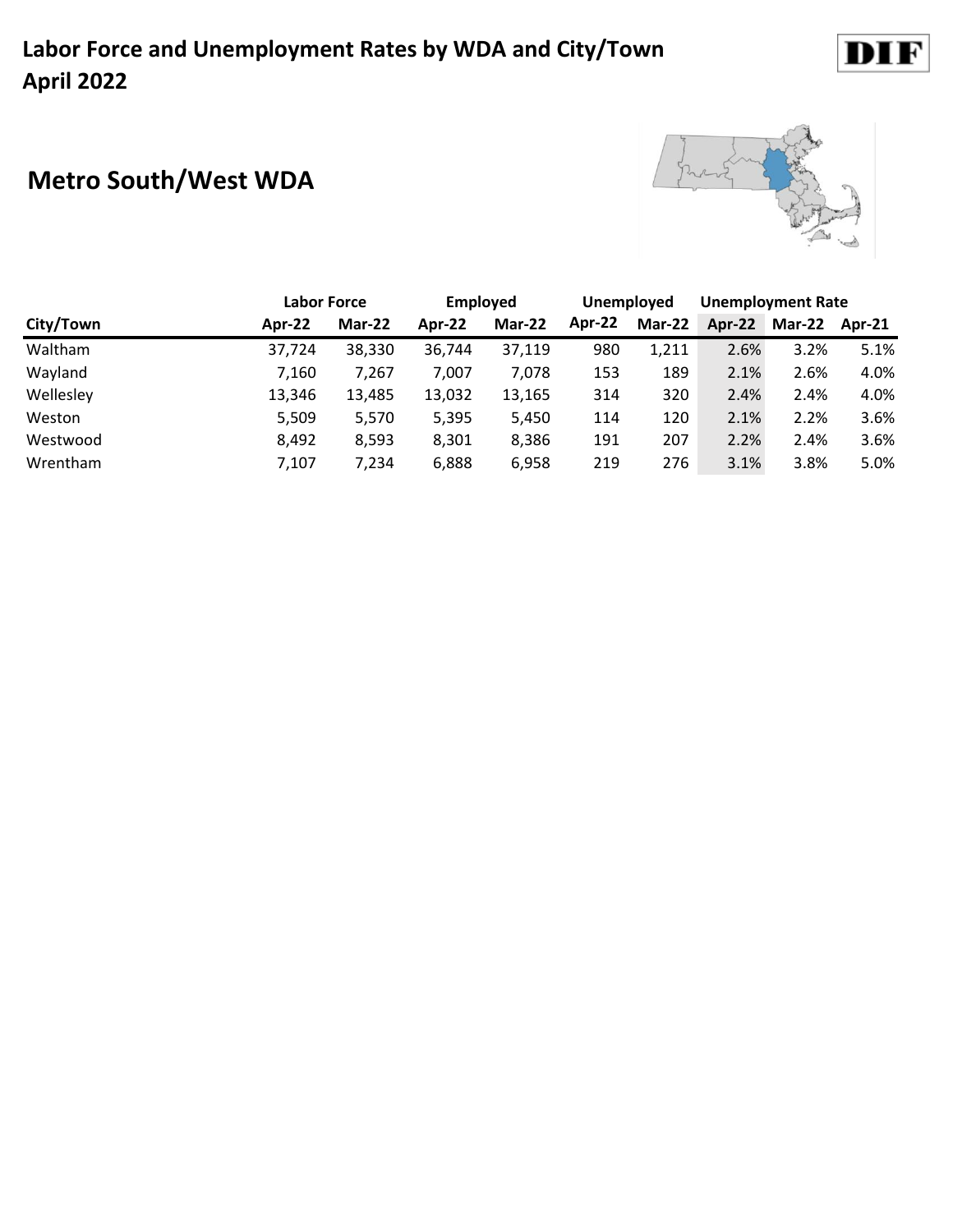# Labor Force and Unemployment Rates by WDA and City/Town
# April 2022

## Metro South/West WDA

| | Labor Force | | Employed | | Unemployed | | Unemployment Rate | | |
|---|---|---|---|---|---|---|---|---|---|
| City/Town | Apr-22 | Mar-22 | Apr-22 | Mar-22 | Apr-22 | Mar-22 | Apr-22 | Mar-22 | Apr-21 |
| Waltham | 37,724 | 38,330 | 36,744 | 37,119 | 980 | 1,211 | 2.6% | 3.2% | 5.1% |
| Wayland | 7,160 | 7,267 | 7,007 | 7,078 | 153 | 189 | 2.1% | 2.6% | 4.0% |
| Wellesley | 13,346 | 13,485 | 13,032 | 13,165 | 314 | 320 | 2.4% | 2.4% | 4.0% |
| Weston | 5,509 | 5,570 | 5,395 | 5,450 | 114 | 120 | 2.1% | 2.2% | 3.6% |
| Westwood | 8,492 | 8,593 | 8,301 | 8,386 | 191 | 207 | 2.2% | 2.4% | 3.6% |
| Wrentham | 7,107 | 7,234 | 6,888 | 6,958 | 219 | 276 | 3.1% | 3.8% | 5.0% |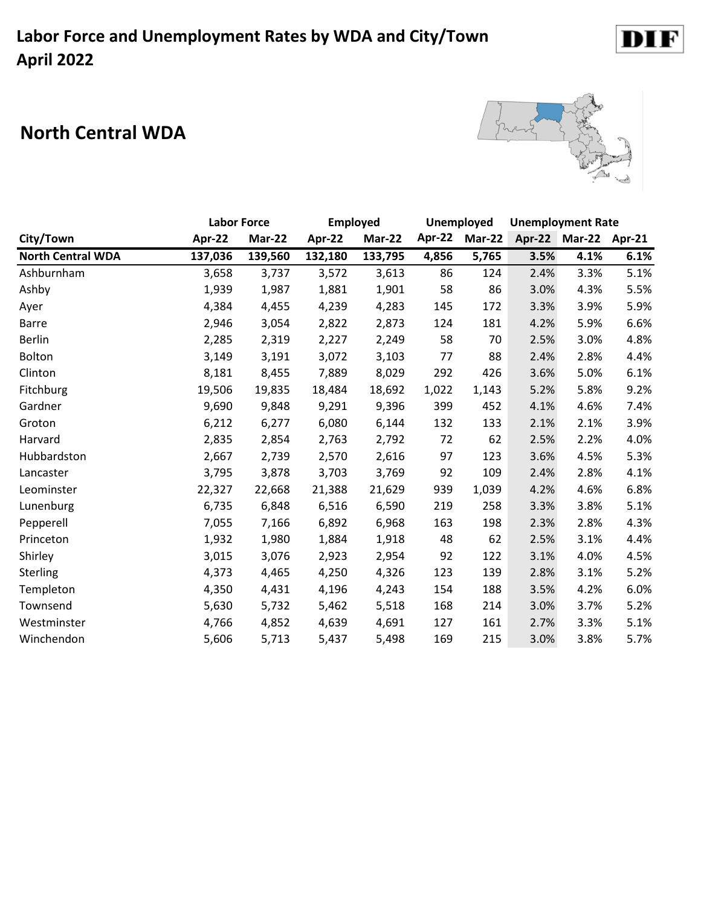# Labor Force and Unemployment Rates by WDA and City/Town
# April 2022

DIF

## North Central WDA

| City/Town | Labor Force | | Employed | | Unemployed | | Unemployment Rate | | |
|---|---|---|---|---|---|---|---|---|---|
| | Apr-22 | Mar-22 | Apr-22 | Mar-22 | Apr-22 | Mar-22 | Apr-22 | Mar-22 | Apr-21 |
| **North Central WDA** | **137,036** | **139,560** | **132,180** | **133,795** | **4,856** | **5,765** | **3.5%** | **4.1%** | **6.1%** |
| Ashburnham | 3,658 | 3,737 | 3,572 | 3,613 | 86 | 124 | 2.4% | 3.3% | 5.1% |
| Ashby | 1,939 | 1,987 | 1,881 | 1,901 | 58 | 86 | 3.0% | 4.3% | 5.5% |
| Ayer | 4,384 | 4,455 | 4,239 | 4,283 | 145 | 172 | 3.3% | 3.9% | 5.9% |
| Barre | 2,946 | 3,054 | 2,822 | 2,873 | 124 | 181 | 4.2% | 5.9% | 6.6% |
| Berlin | 2,285 | 2,319 | 2,227 | 2,249 | 58 | 70 | 2.5% | 3.0% | 4.8% |
| Bolton | 3,149 | 3,191 | 3,072 | 3,103 | 77 | 88 | 2.4% | 2.8% | 4.4% |
| Clinton | 8,181 | 8,455 | 7,889 | 8,029 | 292 | 426 | 3.6% | 5.0% | 6.1% |
| Fitchburg | 19,506 | 19,835 | 18,484 | 18,692 | 1,022 | 1,143 | 5.2% | 5.8% | 9.2% |
| Gardner | 9,690 | 9,848 | 9,291 | 9,396 | 399 | 452 | 4.1% | 4.6% | 7.4% |
| Groton | 6,212 | 6,277 | 6,080 | 6,144 | 132 | 133 | 2.1% | 2.1% | 3.9% |
| Harvard | 2,835 | 2,854 | 2,763 | 2,792 | 72 | 62 | 2.5% | 2.2% | 4.0% |
| Hubbardston | 2,667 | 2,739 | 2,570 | 2,616 | 97 | 123 | 3.6% | 4.5% | 5.3% |
| Lancaster | 3,795 | 3,878 | 3,703 | 3,769 | 92 | 109 | 2.4% | 2.8% | 4.1% |
| Leominster | 22,327 | 22,668 | 21,388 | 21,629 | 939 | 1,039 | 4.2% | 4.6% | 6.8% |
| Lunenburg | 6,735 | 6,848 | 6,516 | 6,590 | 219 | 258 | 3.3% | 3.8% | 5.1% |
| Pepperell | 7,055 | 7,166 | 6,892 | 6,968 | 163 | 198 | 2.3% | 2.8% | 4.3% |
| Princeton | 1,932 | 1,980 | 1,884 | 1,918 | 48 | 62 | 2.5% | 3.1% | 4.4% |
| Shirley | 3,015 | 3,076 | 2,923 | 2,954 | 92 | 122 | 3.1% | 4.0% | 4.5% |
| Sterling | 4,373 | 4,465 | 4,250 | 4,326 | 123 | 139 | 2.8% | 3.1% | 5.2% |
| Templeton | 4,350 | 4,431 | 4,196 | 4,243 | 154 | 188 | 3.5% | 4.2% | 6.0% |
| Townsend | 5,630 | 5,732 | 5,462 | 5,518 | 168 | 214 | 3.0% | 3.7% | 5.2% |
| Westminster | 4,766 | 4,852 | 4,639 | 4,691 | 127 | 161 | 2.7% | 3.3% | 5.1% |
| Winchendon | 5,606 | 5,713 | 5,437 | 5,498 | 169 | 215 | 3.0% | 3.8% | 5.7% |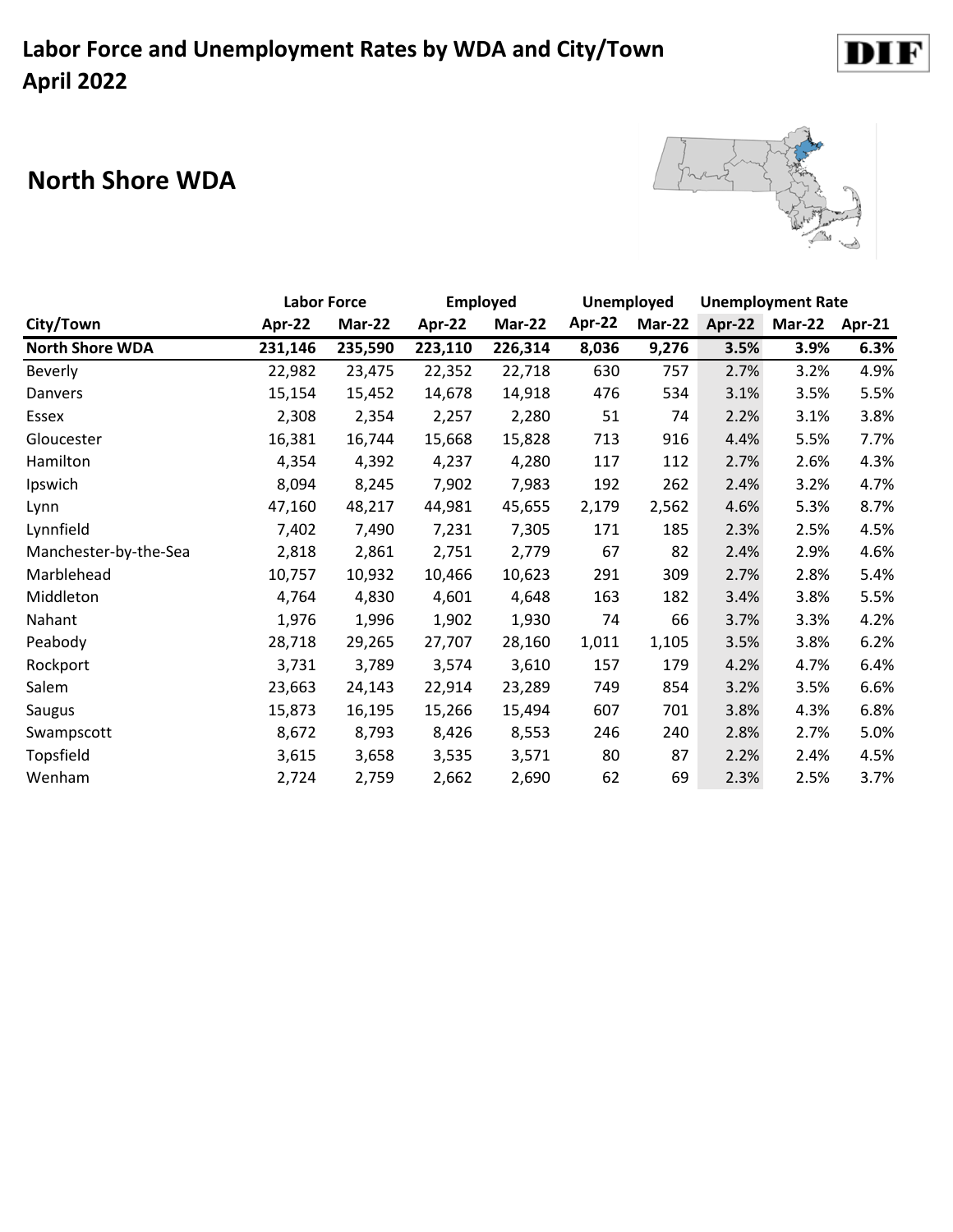# Labor Force and Unemployment Rates by WDA and City/Town
# April 2022

## North Shore WDA

| | Labor Force | | Employed | | Unemployed | | Unemployment Rate | | |
|---|---|---|---|---|---|---|---|---|---|
| **City/Town** | **Apr-22** | **Mar-22** | **Apr-22** | **Mar-22** | **Apr-22** | **Mar-22** | **Apr-22** | **Mar-22** | **Apr-21** |
| **North Shore WDA** | **231,146** | **235,590** | **223,110** | **226,314** | **8,036** | **9,276** | **3.5%** | **3.9%** | **6.3%** |
| Beverly | 22,982 | 23,475 | 22,352 | 22,718 | 630 | 757 | 2.7% | 3.2% | 4.9% |
| Danvers | 15,154 | 15,452 | 14,678 | 14,918 | 476 | 534 | 3.1% | 3.5% | 5.5% |
| Essex | 2,308 | 2,354 | 2,257 | 2,280 | 51 | 74 | 2.2% | 3.1% | 3.8% |
| Gloucester | 16,381 | 16,744 | 15,668 | 15,828 | 713 | 916 | 4.4% | 5.5% | 7.7% |
| Hamilton | 4,354 | 4,392 | 4,237 | 4,280 | 117 | 112 | 2.7% | 2.6% | 4.3% |
| Ipswich | 8,094 | 8,245 | 7,902 | 7,983 | 192 | 262 | 2.4% | 3.2% | 4.7% |
| Lynn | 47,160 | 48,217 | 44,981 | 45,655 | 2,179 | 2,562 | 4.6% | 5.3% | 8.7% |
| Lynnfield | 7,402 | 7,490 | 7,231 | 7,305 | 171 | 185 | 2.3% | 2.5% | 4.5% |
| Manchester-by-the-Sea | 2,818 | 2,861 | 2,751 | 2,779 | 67 | 82 | 2.4% | 2.9% | 4.6% |
| Marblehead | 10,757 | 10,932 | 10,466 | 10,623 | 291 | 309 | 2.7% | 2.8% | 5.4% |
| Middleton | 4,764 | 4,830 | 4,601 | 4,648 | 163 | 182 | 3.4% | 3.8% | 5.5% |
| Nahant | 1,976 | 1,996 | 1,902 | 1,930 | 74 | 66 | 3.7% | 3.3% | 4.2% |
| Peabody | 28,718 | 29,265 | 27,707 | 28,160 | 1,011 | 1,105 | 3.5% | 3.8% | 6.2% |
| Rockport | 3,731 | 3,789 | 3,574 | 3,610 | 157 | 179 | 4.2% | 4.7% | 6.4% |
| Salem | 23,663 | 24,143 | 22,914 | 23,289 | 749 | 854 | 3.2% | 3.5% | 6.6% |
| Saugus | 15,873 | 16,195 | 15,266 | 15,494 | 607 | 701 | 3.8% | 4.3% | 6.8% |
| Swampscott | 8,672 | 8,793 | 8,426 | 8,553 | 246 | 240 | 2.8% | 2.7% | 5.0% |
| Topsfield | 3,615 | 3,658 | 3,535 | 3,571 | 80 | 87 | 2.2% | 2.4% | 4.5% |
| Wenham | 2,724 | 2,759 | 2,662 | 2,690 | 62 | 69 | 2.3% | 2.5% | 3.7% |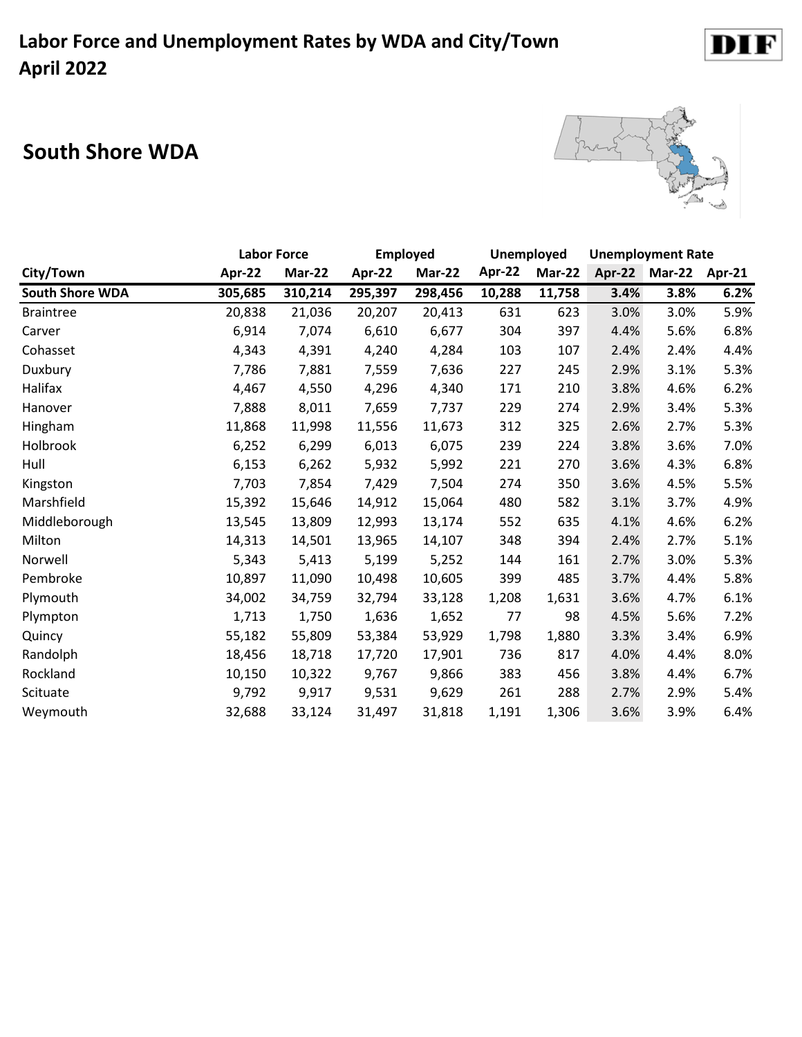# Labor Force and Unemployment Rates by WDA and City/Town
# April 2022

## South Shore WDA

| | Labor Force | | Employed | | Unemployed | | Unemployment Rate | | |
|---|---|---|---|---|---|---|---|---|---|
| **City/Town** | **Apr-22** | **Mar-22** | **Apr-22** | **Mar-22** | **Apr-22** | **Mar-22** | **Apr-22** | **Mar-22** | **Apr-21** |
| **South Shore WDA** | **305,685** | **310,214** | **295,397** | **298,456** | **10,288** | **11,758** | **3.4%** | **3.8%** | **6.2%** |
| Braintree | 20,838 | 21,036 | 20,207 | 20,413 | 631 | 623 | 3.0% | 3.0% | 5.9% |
| Carver | 6,914 | 7,074 | 6,610 | 6,677 | 304 | 397 | 4.4% | 5.6% | 6.8% |
| Cohasset | 4,343 | 4,391 | 4,240 | 4,284 | 103 | 107 | 2.4% | 2.4% | 4.4% |
| Duxbury | 7,786 | 7,881 | 7,559 | 7,636 | 227 | 245 | 2.9% | 3.1% | 5.3% |
| Halifax | 4,467 | 4,550 | 4,296 | 4,340 | 171 | 210 | 3.8% | 4.6% | 6.2% |
| Hanover | 7,888 | 8,011 | 7,659 | 7,737 | 229 | 274 | 2.9% | 3.4% | 5.3% |
| Hingham | 11,868 | 11,998 | 11,556 | 11,673 | 312 | 325 | 2.6% | 2.7% | 5.3% |
| Holbrook | 6,252 | 6,299 | 6,013 | 6,075 | 239 | 224 | 3.8% | 3.6% | 7.0% |
| Hull | 6,153 | 6,262 | 5,932 | 5,992 | 221 | 270 | 3.6% | 4.3% | 6.8% |
| Kingston | 7,703 | 7,854 | 7,429 | 7,504 | 274 | 350 | 3.6% | 4.5% | 5.5% |
| Marshfield | 15,392 | 15,646 | 14,912 | 15,064 | 480 | 582 | 3.1% | 3.7% | 4.9% |
| Middleborough | 13,545 | 13,809 | 12,993 | 13,174 | 552 | 635 | 4.1% | 4.6% | 6.2% |
| Milton | 14,313 | 14,501 | 13,965 | 14,107 | 348 | 394 | 2.4% | 2.7% | 5.1% |
| Norwell | 5,343 | 5,413 | 5,199 | 5,252 | 144 | 161 | 2.7% | 3.0% | 5.3% |
| Pembroke | 10,897 | 11,090 | 10,498 | 10,605 | 399 | 485 | 3.7% | 4.4% | 5.8% |
| Plymouth | 34,002 | 34,759 | 32,794 | 33,128 | 1,208 | 1,631 | 3.6% | 4.7% | 6.1% |
| Plympton | 1,713 | 1,750 | 1,636 | 1,652 | 77 | 98 | 4.5% | 5.6% | 7.2% |
| Quincy | 55,182 | 55,809 | 53,384 | 53,929 | 1,798 | 1,880 | 3.3% | 3.4% | 6.9% |
| Randolph | 18,456 | 18,718 | 17,720 | 17,901 | 736 | 817 | 4.0% | 4.4% | 8.0% |
| Rockland | 10,150 | 10,322 | 9,767 | 9,866 | 383 | 456 | 3.8% | 4.4% | 6.7% |
| Scituate | 9,792 | 9,917 | 9,531 | 9,629 | 261 | 288 | 2.7% | 2.9% | 5.4% |
| Weymouth | 32,688 | 33,124 | 31,497 | 31,818 | 1,191 | 1,306 | 3.6% | 3.9% | 6.4% |